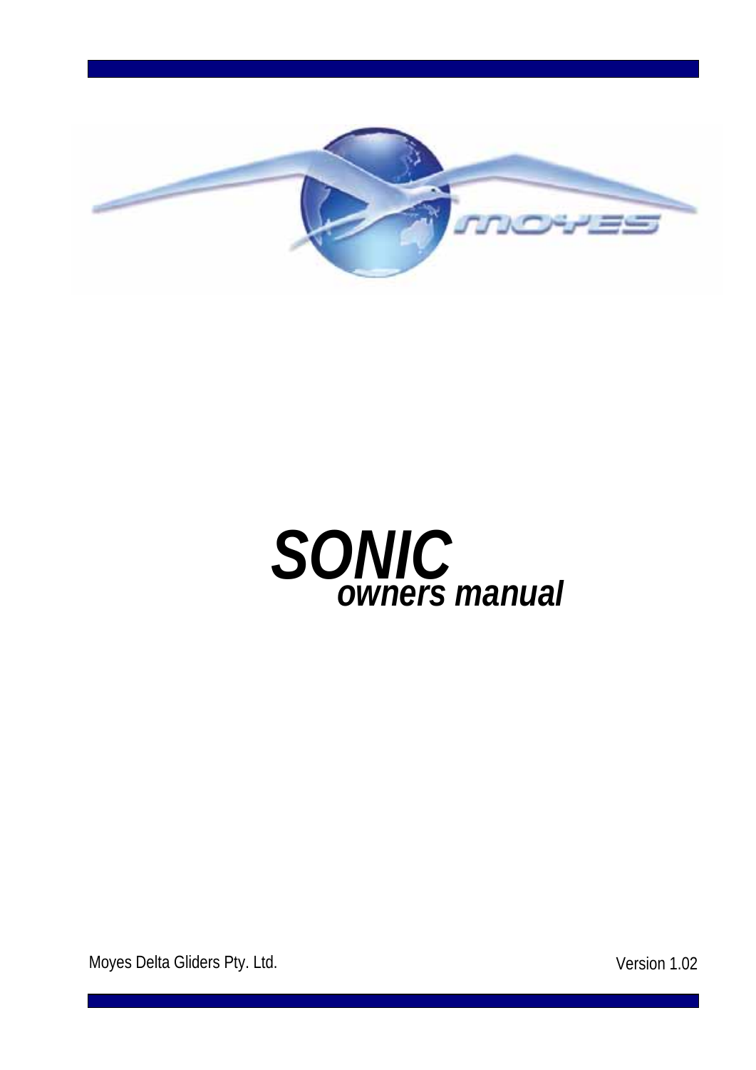# SONIC

## *owners manual*

Moyes Delta Gliders Pty. Ltd.

Version 1.02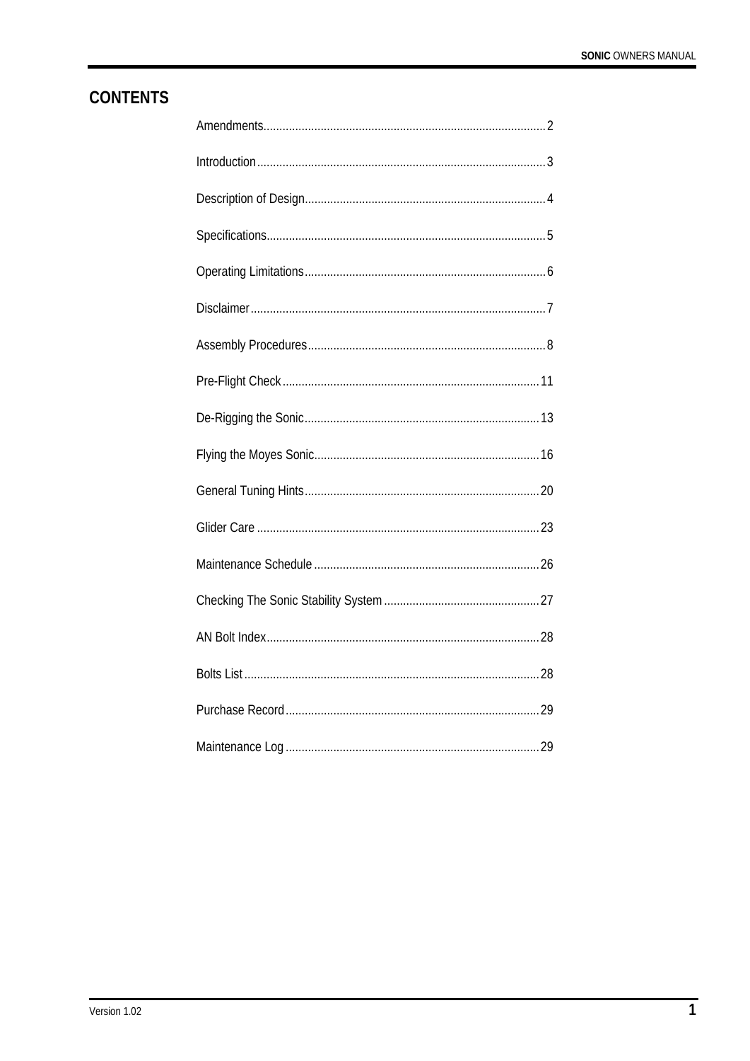# CONTENTS

| | |
|---|---|
| Amendments | 2 |
| Introduction | 3 |
| Description of Design | 4 |
| Specifications | 5 |
| Operating Limitations | 6 |
| Disclaimer | 7 |
| Assembly Procedures | 8 |
| Pre-Flight Check | 11 |
| De-Rigging the Sonic | 13 |
| Flying the Moyes Sonic | 16 |
| General Tuning Hints | 20 |
| Glider Care | 23 |
| Maintenance Schedule | 26 |
| Checking The Sonic Stability System | 27 |
| AN Bolt Index | 28 |
| Bolts List | 28 |
| Purchase Record | 29 |
| Maintenance Log | 29 |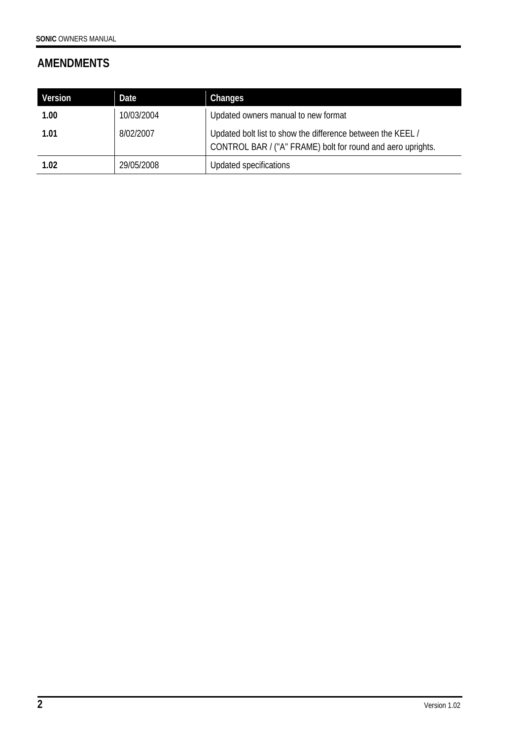## AMENDMENTS

| Version | Date | Changes |
|---|---|---|
| **1.00** | 10/03/2004 | Updated owners manual to new format |
| **1.01** | 8/02/2007 | Updated bolt list to show the difference between the KEEL / CONTROL BAR / ("A" FRAME) bolt for round and aero uprights. |
| **1.02** | 29/05/2008 | Updated specifications |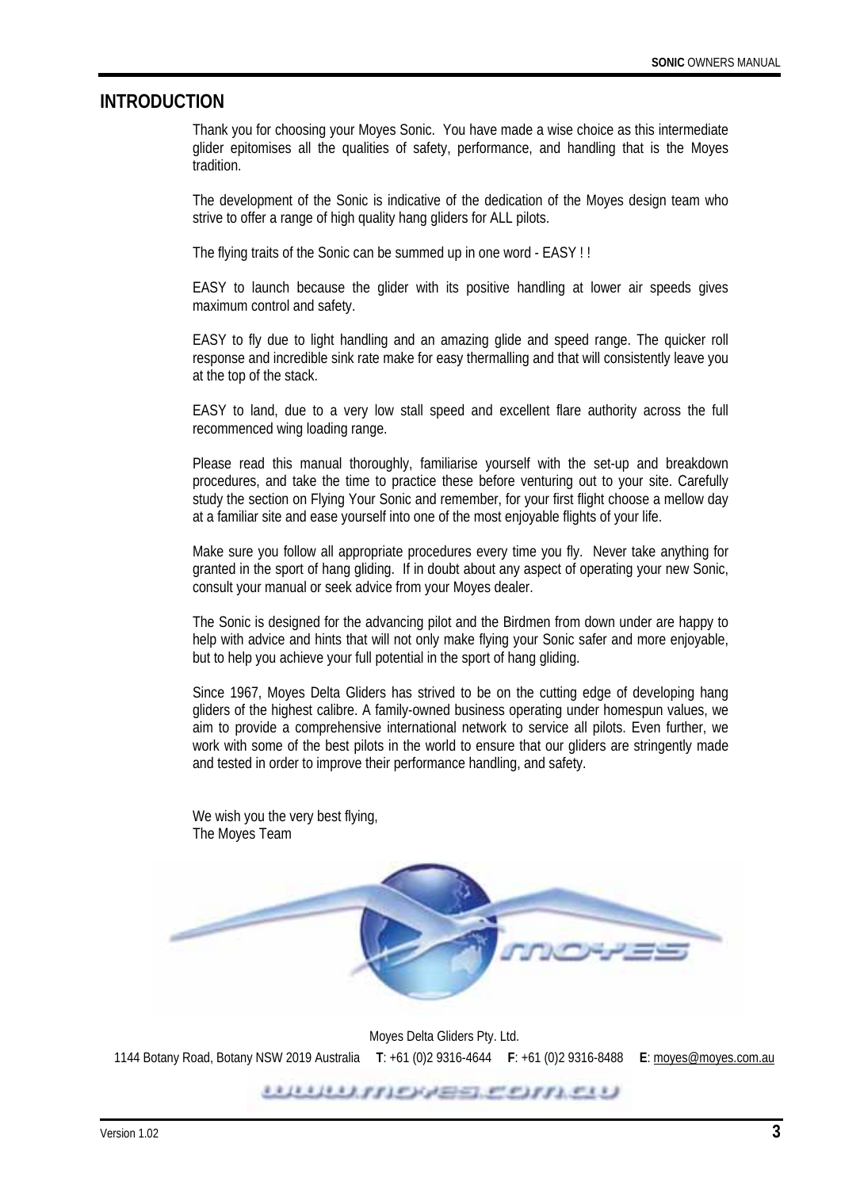# INTRODUCTION

Thank you for choosing your Moyes Sonic. You have made a wise choice as this intermediate glider epitomises all the qualities of safety, performance, and handling that is the Moyes tradition.

The development of the Sonic is indicative of the dedication of the Moyes design team who strive to offer a range of high quality hang gliders for ALL pilots.

The flying traits of the Sonic can be summed up in one word - EASY ! !

EASY to launch because the glider with its positive handling at lower air speeds gives maximum control and safety.

EASY to fly due to light handling and an amazing glide and speed range. The quicker roll response and incredible sink rate make for easy thermalling and that will consistently leave you at the top of the stack.

EASY to land, due to a very low stall speed and excellent flare authority across the full recommenced wing loading range.

Please read this manual thoroughly, familiarise yourself with the set-up and breakdown procedures, and take the time to practice these before venturing out to your site. Carefully study the section on Flying Your Sonic and remember, for your first flight choose a mellow day at a familiar site and ease yourself into one of the most enjoyable flights of your life.

Make sure you follow all appropriate procedures every time you fly. Never take anything for granted in the sport of hang gliding. If in doubt about any aspect of operating your new Sonic, consult your manual or seek advice from your Moyes dealer.

The Sonic is designed for the advancing pilot and the Birdmen from down under are happy to help with advice and hints that will not only make flying your Sonic safer and more enjoyable, but to help you achieve your full potential in the sport of hang gliding.

Since 1967, Moyes Delta Gliders has strived to be on the cutting edge of developing hang gliders of the highest calibre. A family-owned business operating under homespun values, we aim to provide a comprehensive international network to service all pilots. Even further, we work with some of the best pilots in the world to ensure that our gliders are stringently made and tested in order to improve their performance handling, and safety.

We wish you the very best flying,
The Moyes Team

Moyes Delta Gliders Pty. Ltd.

1144 Botany Road, Botany NSW 2019 Australia **T**: +61 (0)2 9316-4644 **F**: +61 (0)2 9316-8488 **E**: moyes@moyes.com.au

www.moyes.com.au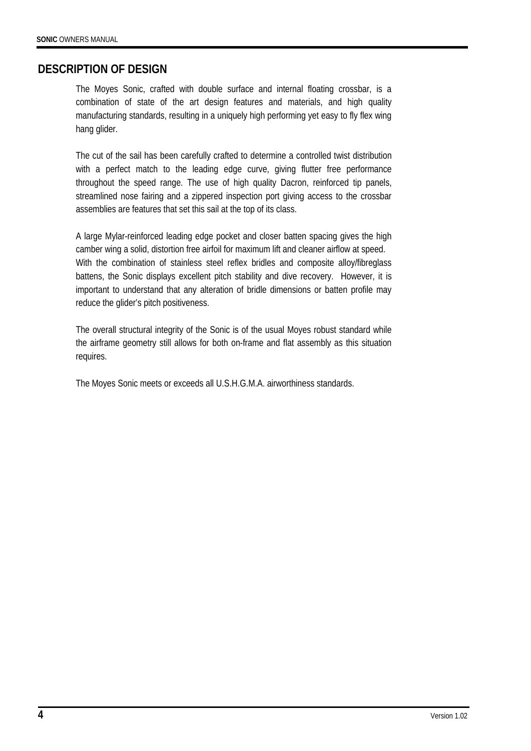## DESCRIPTION OF DESIGN

The Moyes Sonic, crafted with double surface and internal floating crossbar, is a combination of state of the art design features and materials, and high quality manufacturing standards, resulting in a uniquely high performing yet easy to fly flex wing hang glider.

The cut of the sail has been carefully crafted to determine a controlled twist distribution with a perfect match to the leading edge curve, giving flutter free performance throughout the speed range. The use of high quality Dacron, reinforced tip panels, streamlined nose fairing and a zippered inspection port giving access to the crossbar assemblies are features that set this sail at the top of its class.

A large Mylar-reinforced leading edge pocket and closer batten spacing gives the high camber wing a solid, distortion free airfoil for maximum lift and cleaner airflow at speed.
With the combination of stainless steel reflex bridles and composite alloy/fibreglass battens, the Sonic displays excellent pitch stability and dive recovery. However, it is important to understand that any alteration of bridle dimensions or batten profile may reduce the glider's pitch positiveness.

The overall structural integrity of the Sonic is of the usual Moyes robust standard while the airframe geometry still allows for both on-frame and flat assembly as this situation requires.

The Moyes Sonic meets or exceeds all U.S.H.G.M.A. airworthiness standards.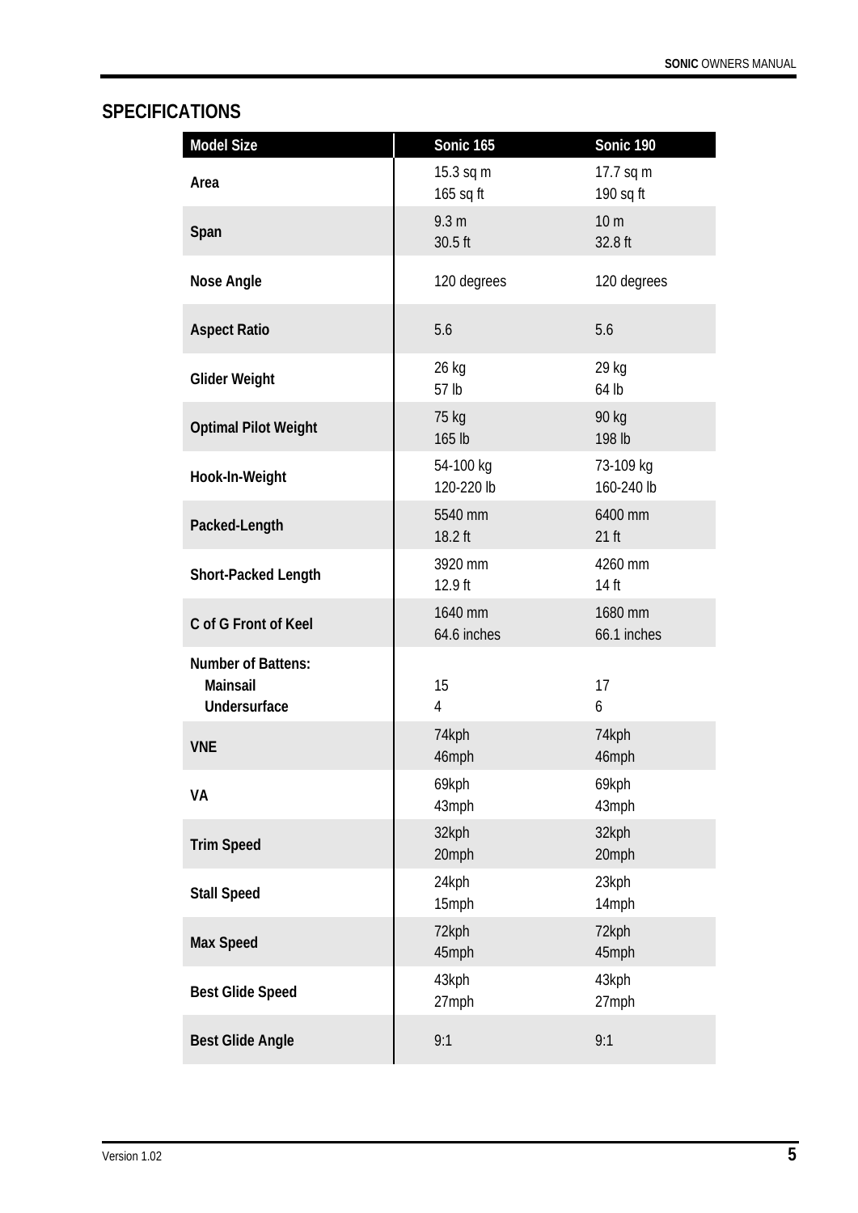## SPECIFICATIONS

| Model Size | Sonic 165 | Sonic 190 |
|---|---|---|
| Area | 15.3 sq m<br>165 sq ft | 17.7 sq m<br>190 sq ft |
| Span | 9.3 m<br>30.5 ft | 10 m<br>32.8 ft |
| Nose Angle | 120 degrees | 120 degrees |
| Aspect Ratio | 5.6 | 5.6 |
| Glider Weight | 26 kg<br>57 lb | 29 kg<br>64 lb |
| Optimal Pilot Weight | 75 kg<br>165 lb | 90 kg<br>198 lb |
| Hook-In-Weight | 54-100 kg<br>120-220 lb | 73-109 kg<br>160-240 lb |
| Packed-Length | 5540 mm<br>18.2 ft | 6400 mm<br>21 ft |
| Short-Packed Length | 3920 mm<br>12.9 ft | 4260 mm<br>14 ft |
| C of G Front of Keel | 1640 mm<br>64.6 inches | 1680 mm<br>66.1 inches |
| Number of Battens:<br>Mainsail<br>Undersurface | <br>15<br>4 | <br>17<br>6 |
| VNE | 74kph<br>46mph | 74kph<br>46mph |
| VA | 69kph<br>43mph | 69kph<br>43mph |
| Trim Speed | 32kph<br>20mph | 32kph<br>20mph |
| Stall Speed | 24kph<br>15mph | 23kph<br>14mph |
| Max Speed | 72kph<br>45mph | 72kph<br>45mph |
| Best Glide Speed | 43kph<br>27mph | 43kph<br>27mph |
| Best Glide Angle | 9:1 | 9:1 |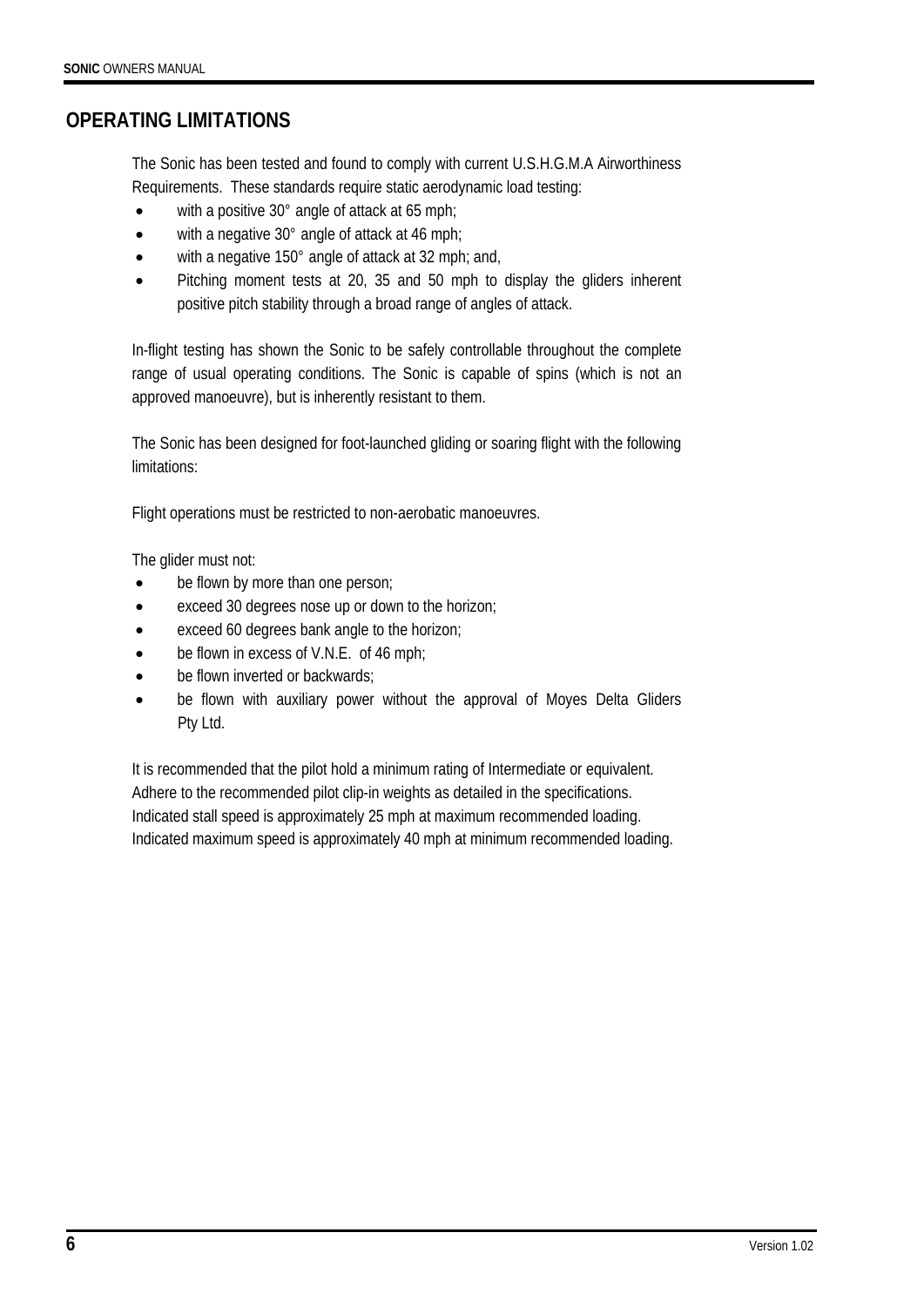## OPERATING LIMITATIONS

The Sonic has been tested and found to comply with current U.S.H.G.M.A Airworthiness Requirements. These standards require static aerodynamic load testing:

- with a positive 30° angle of attack at 65 mph;
- with a negative 30° angle of attack at 46 mph;
- with a negative 150° angle of attack at 32 mph; and,
- Pitching moment tests at 20, 35 and 50 mph to display the gliders inherent positive pitch stability through a broad range of angles of attack.

In-flight testing has shown the Sonic to be safely controllable throughout the complete range of usual operating conditions. The Sonic is capable of spins (which is not an approved manoeuvre), but is inherently resistant to them.

The Sonic has been designed for foot-launched gliding or soaring flight with the following limitations:

Flight operations must be restricted to non-aerobatic manoeuvres.

The glider must not:

- be flown by more than one person;
- exceed 30 degrees nose up or down to the horizon;
- exceed 60 degrees bank angle to the horizon;
- be flown in excess of V.N.E. of 46 mph;
- be flown inverted or backwards;
- be flown with auxiliary power without the approval of Moyes Delta Gliders Pty Ltd.

It is recommended that the pilot hold a minimum rating of Intermediate or equivalent.
Adhere to the recommended pilot clip-in weights as detailed in the specifications.
Indicated stall speed is approximately 25 mph at maximum recommended loading.
Indicated maximum speed is approximately 40 mph at minimum recommended loading.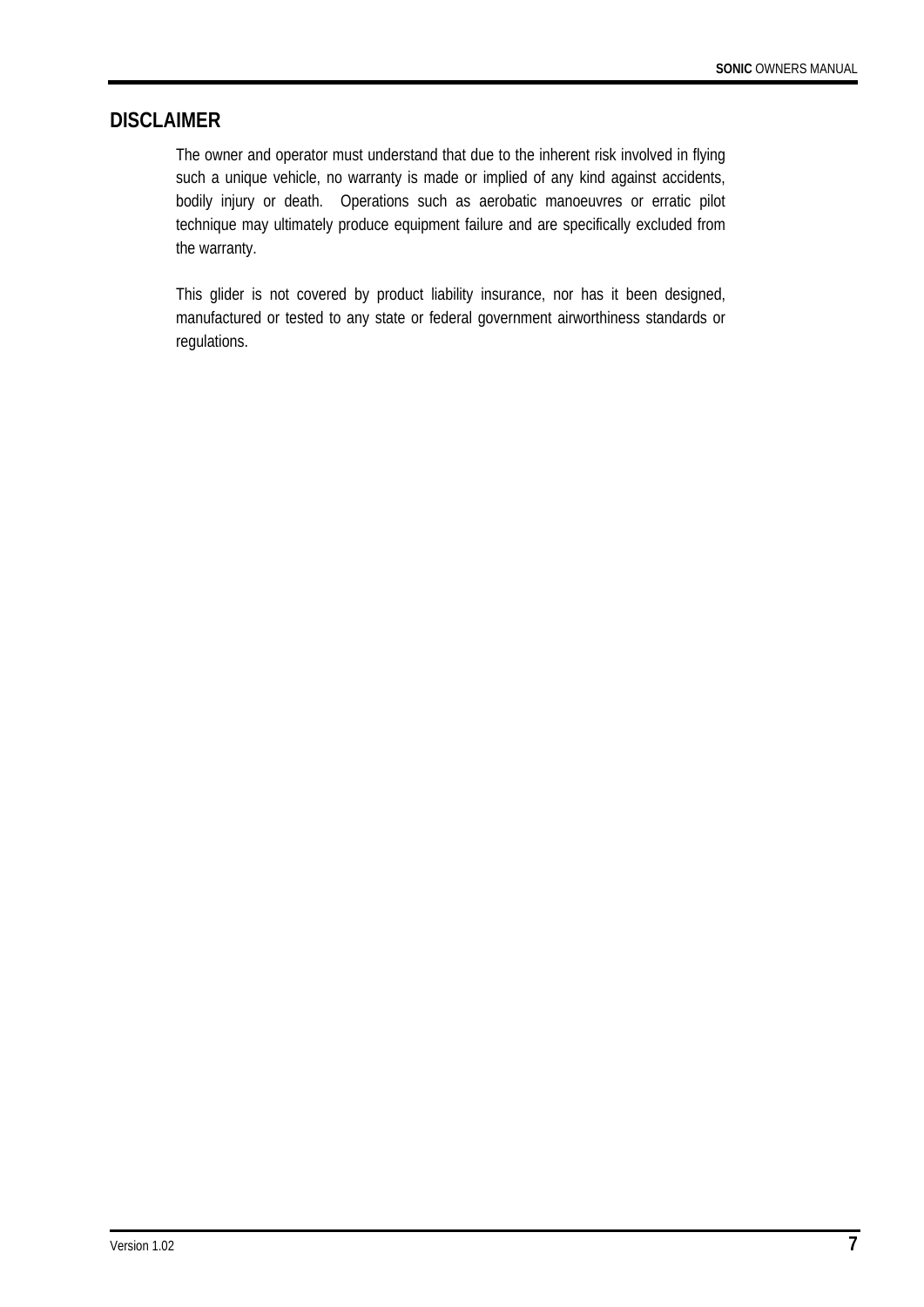## DISCLAIMER

The owner and operator must understand that due to the inherent risk involved in flying such a unique vehicle, no warranty is made or implied of any kind against accidents, bodily injury or death. Operations such as aerobatic manoeuvres or erratic pilot technique may ultimately produce equipment failure and are specifically excluded from the warranty.

This glider is not covered by product liability insurance, nor has it been designed, manufactured or tested to any state or federal government airworthiness standards or regulations.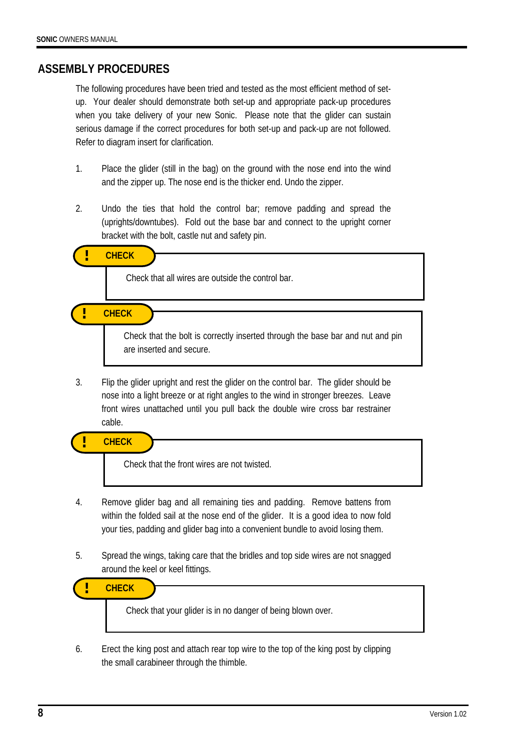## ASSEMBLY PROCEDURES

The following procedures have been tried and tested as the most efficient method of set-up. Your dealer should demonstrate both set-up and appropriate pack-up procedures when you take delivery of your new Sonic. Please note that the glider can sustain serious damage if the correct procedures for both set-up and pack-up are not followed. Refer to diagram insert for clarification.

1. Place the glider (still in the bag) on the ground with the nose end into the wind and the zipper up. The nose end is the thicker end. Undo the zipper.

2. Undo the ties that hold the control bar; remove padding and spread the (uprights/downtubes). Fold out the base bar and connect to the upright corner bracket with the bolt, castle nut and safety pin.

> **! CHECK**
>
> Check that all wires are outside the control bar.

> **! CHECK**
>
> Check that the bolt is correctly inserted through the base bar and nut and pin are inserted and secure.

3. Flip the glider upright and rest the glider on the control bar. The glider should be nose into a light breeze or at right angles to the wind in stronger breezes. Leave front wires unattached until you pull back the double wire cross bar restrainer cable.

> **! CHECK**
>
> Check that the front wires are not twisted.

4. Remove glider bag and all remaining ties and padding. Remove battens from within the folded sail at the nose end of the glider. It is a good idea to now fold your ties, padding and glider bag into a convenient bundle to avoid losing them.

5. Spread the wings, taking care that the bridles and top side wires are not snagged around the keel or keel fittings.

> **! CHECK**
>
> Check that your glider is in no danger of being blown over.

6. Erect the king post and attach rear top wire to the top of the king post by clipping the small carabineer through the thimble.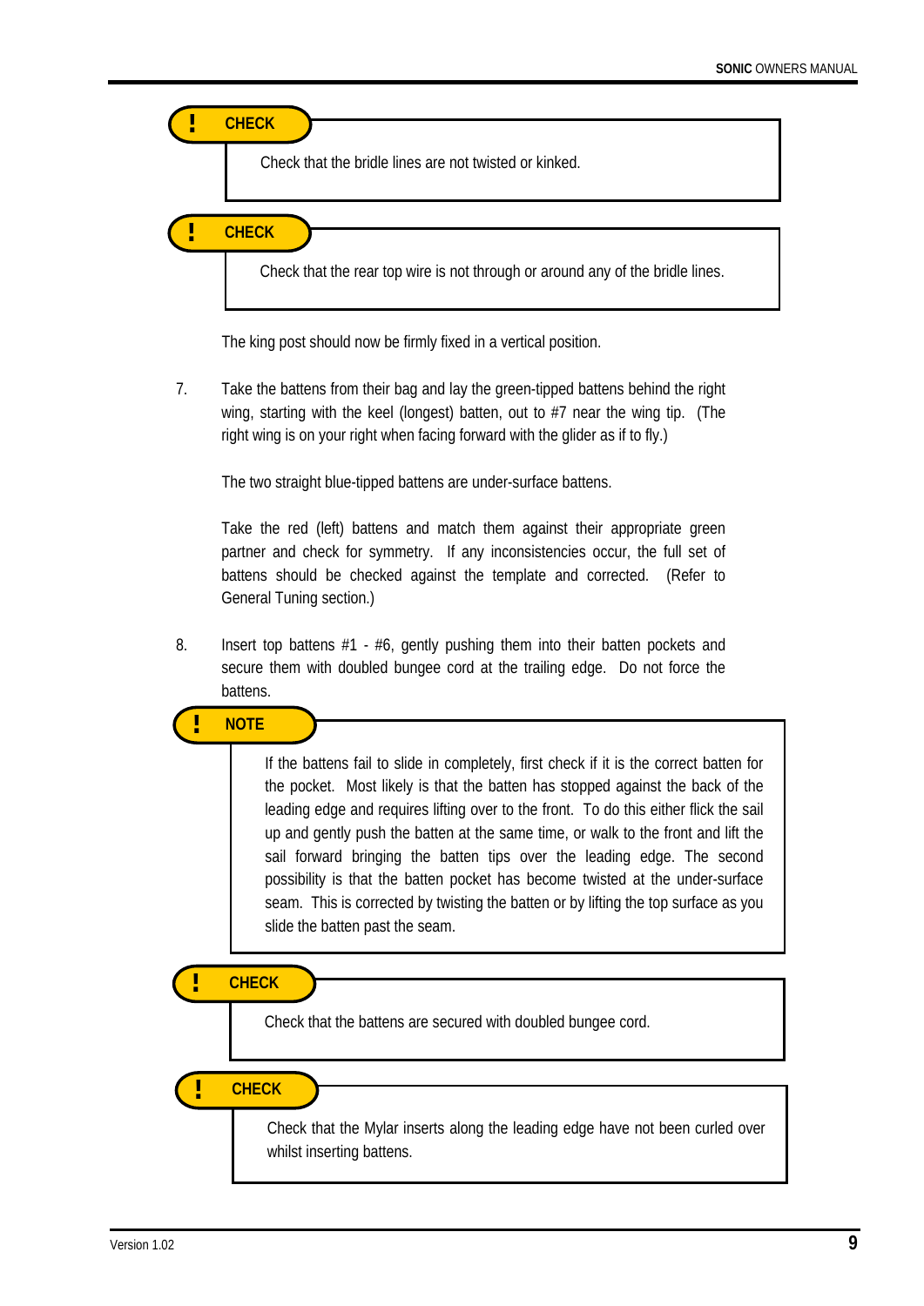> **! CHECK**
>
> Check that the bridle lines are not twisted or kinked.

> **! CHECK**
>
> Check that the rear top wire is not through or around any of the bridle lines.

The king post should now be firmly fixed in a vertical position.

7. Take the battens from their bag and lay the green-tipped battens behind the right wing, starting with the keel (longest) batten, out to #7 near the wing tip. (The right wing is on your right when facing forward with the glider as if to fly.)

   The two straight blue-tipped battens are under-surface battens.

   Take the red (left) battens and match them against their appropriate green partner and check for symmetry. If any inconsistencies occur, the full set of battens should be checked against the template and corrected. (Refer to General Tuning section.)

8. Insert top battens #1 - #6, gently pushing them into their batten pockets and secure them with doubled bungee cord at the trailing edge. Do not force the battens.

> **! NOTE**
>
> If the battens fail to slide in completely, first check if it is the correct batten for the pocket. Most likely is that the batten has stopped against the back of the leading edge and requires lifting over to the front. To do this either flick the sail up and gently push the batten at the same time, or walk to the front and lift the sail forward bringing the batten tips over the leading edge. The second possibility is that the batten pocket has become twisted at the under-surface seam. This is corrected by twisting the batten or by lifting the top surface as you slide the batten past the seam.

> **! CHECK**
>
> Check that the battens are secured with doubled bungee cord.

> **! CHECK**
>
> Check that the Mylar inserts along the leading edge have not been curled over whilst inserting battens.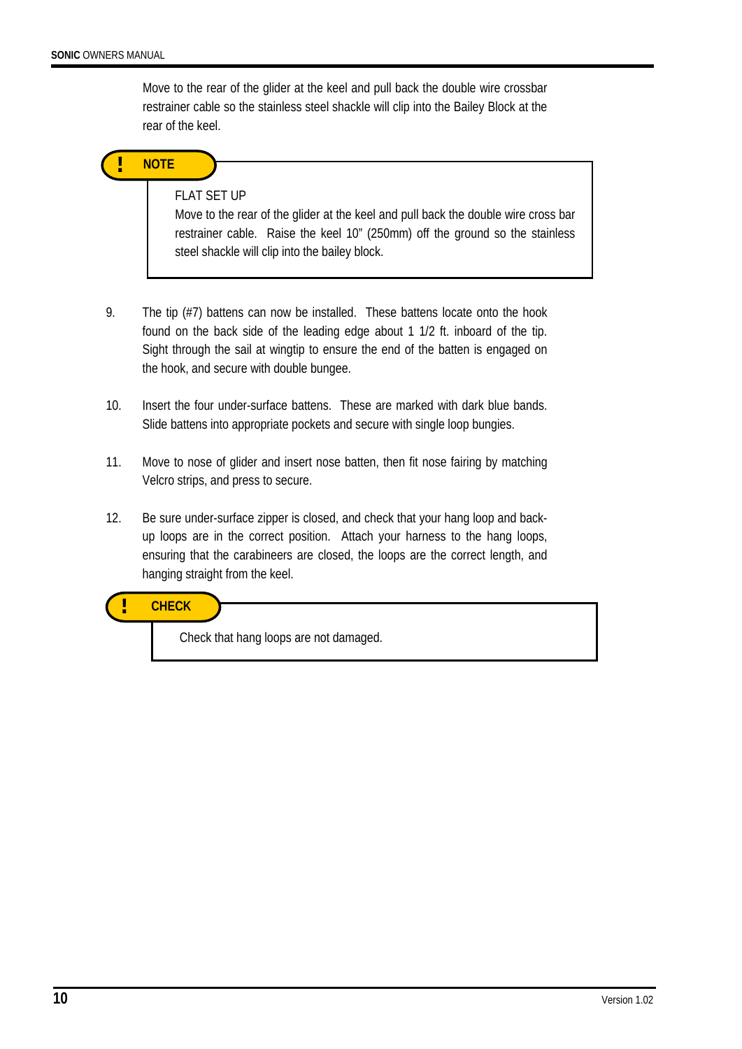Move to the rear of the glider at the keel and pull back the double wire crossbar restrainer cable so the stainless steel shackle will clip into the Bailey Block at the rear of the keel.

> **! NOTE**
>
> FLAT SET UP
> Move to the rear of the glider at the keel and pull back the double wire cross bar restrainer cable. Raise the keel 10" (250mm) off the ground so the stainless steel shackle will clip into the bailey block.

9. The tip (#7) battens can now be installed. These battens locate onto the hook found on the back side of the leading edge about 1 1/2 ft. inboard of the tip. Sight through the sail at wingtip to ensure the end of the batten is engaged on the hook, and secure with double bungee.

10. Insert the four under-surface battens. These are marked with dark blue bands. Slide battens into appropriate pockets and secure with single loop bungies.

11. Move to nose of glider and insert nose batten, then fit nose fairing by matching Velcro strips, and press to secure.

12. Be sure under-surface zipper is closed, and check that your hang loop and back-up loops are in the correct position. Attach your harness to the hang loops, ensuring that the carabineers are closed, the loops are the correct length, and hanging straight from the keel.

> **! CHECK**
>
> Check that hang loops are not damaged.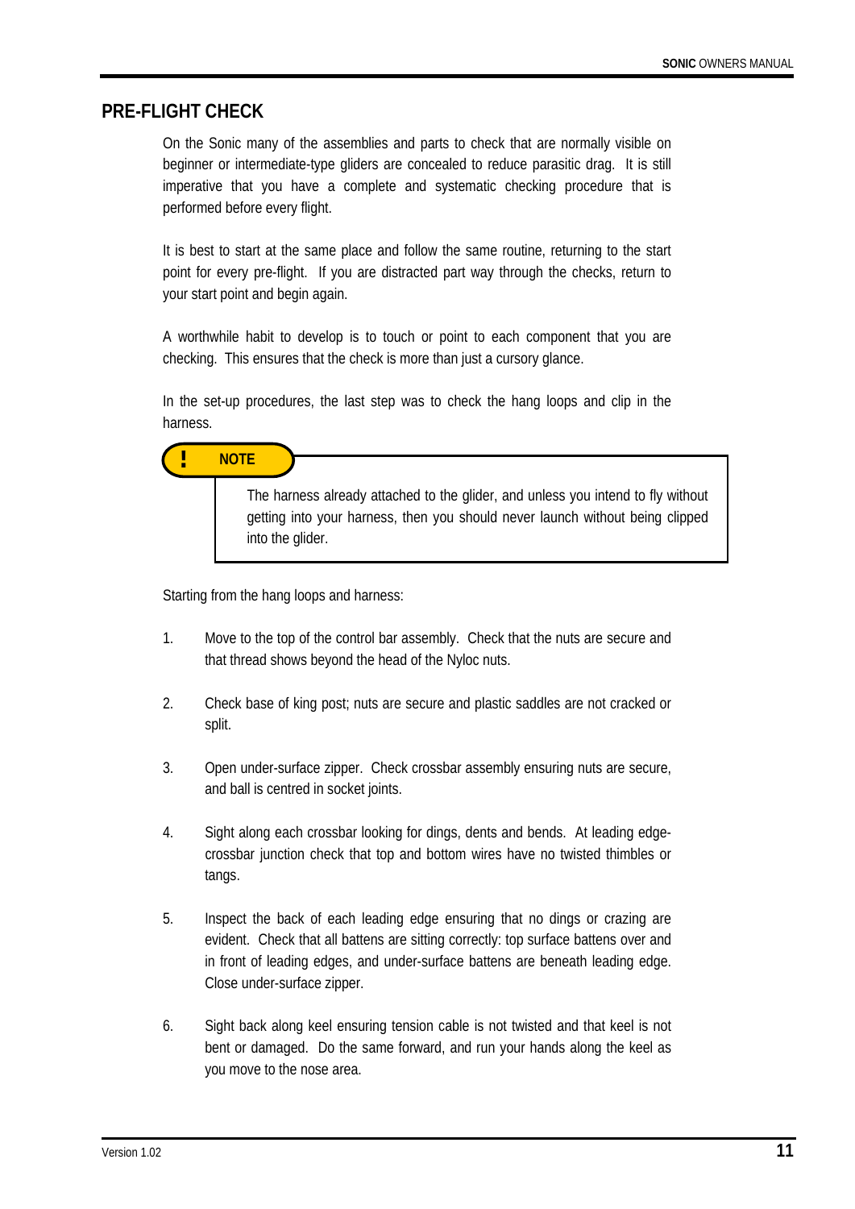## PRE-FLIGHT CHECK

On the Sonic many of the assemblies and parts to check that are normally visible on beginner or intermediate-type gliders are concealed to reduce parasitic drag. It is still imperative that you have a complete and systematic checking procedure that is performed before every flight.

It is best to start at the same place and follow the same routine, returning to the start point for every pre-flight. If you are distracted part way through the checks, return to your start point and begin again.

A worthwhile habit to develop is to touch or point to each component that you are checking. This ensures that the check is more than just a cursory glance.

In the set-up procedures, the last step was to check the hang loops and clip in the harness.

> **! NOTE**
>
> The harness already attached to the glider, and unless you intend to fly without getting into your harness, then you should never launch without being clipped into the glider.

Starting from the hang loops and harness:

1. Move to the top of the control bar assembly. Check that the nuts are secure and that thread shows beyond the head of the Nyloc nuts.

2. Check base of king post; nuts are secure and plastic saddles are not cracked or split.

3. Open under-surface zipper. Check crossbar assembly ensuring nuts are secure, and ball is centred in socket joints.

4. Sight along each crossbar looking for dings, dents and bends. At leading edge-crossbar junction check that top and bottom wires have no twisted thimbles or tangs.

5. Inspect the back of each leading edge ensuring that no dings or crazing are evident. Check that all battens are sitting correctly: top surface battens over and in front of leading edges, and under-surface battens are beneath leading edge. Close under-surface zipper.

6. Sight back along keel ensuring tension cable is not twisted and that keel is not bent or damaged. Do the same forward, and run your hands along the keel as you move to the nose area.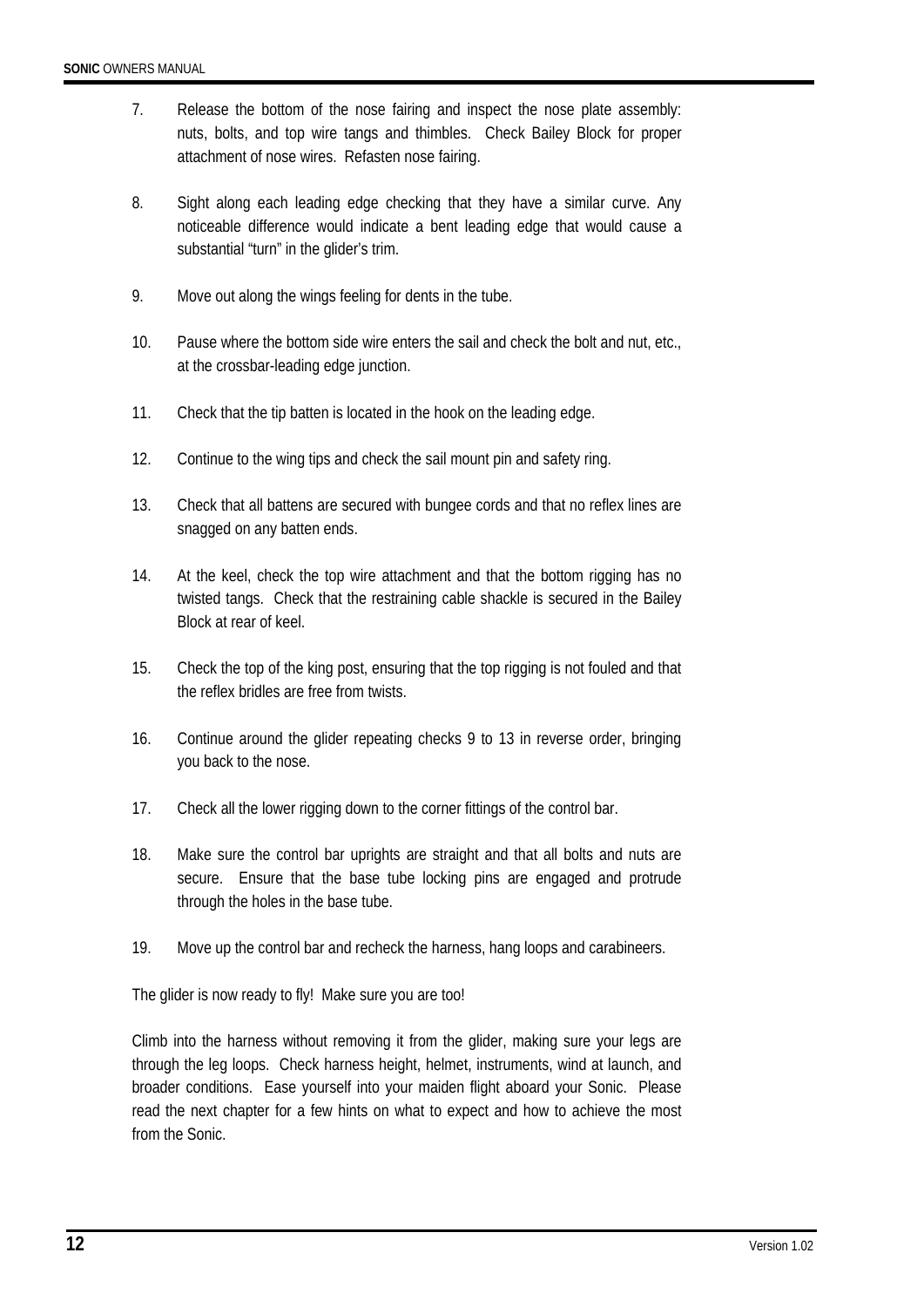7. Release the bottom of the nose fairing and inspect the nose plate assembly: nuts, bolts, and top wire tangs and thimbles. Check Bailey Block for proper attachment of nose wires. Refasten nose fairing.

8. Sight along each leading edge checking that they have a similar curve. Any noticeable difference would indicate a bent leading edge that would cause a substantial "turn" in the glider's trim.

9. Move out along the wings feeling for dents in the tube.

10. Pause where the bottom side wire enters the sail and check the bolt and nut, etc., at the crossbar-leading edge junction.

11. Check that the tip batten is located in the hook on the leading edge.

12. Continue to the wing tips and check the sail mount pin and safety ring.

13. Check that all battens are secured with bungee cords and that no reflex lines are snagged on any batten ends.

14. At the keel, check the top wire attachment and that the bottom rigging has no twisted tangs. Check that the restraining cable shackle is secured in the Bailey Block at rear of keel.

15. Check the top of the king post, ensuring that the top rigging is not fouled and that the reflex bridles are free from twists.

16. Continue around the glider repeating checks 9 to 13 in reverse order, bringing you back to the nose.

17. Check all the lower rigging down to the corner fittings of the control bar.

18. Make sure the control bar uprights are straight and that all bolts and nuts are secure. Ensure that the base tube locking pins are engaged and protrude through the holes in the base tube.

19. Move up the control bar and recheck the harness, hang loops and carabineers.

The glider is now ready to fly! Make sure you are too!

Climb into the harness without removing it from the glider, making sure your legs are through the leg loops. Check harness height, helmet, instruments, wind at launch, and broader conditions. Ease yourself into your maiden flight aboard your Sonic. Please read the next chapter for a few hints on what to expect and how to achieve the most from the Sonic.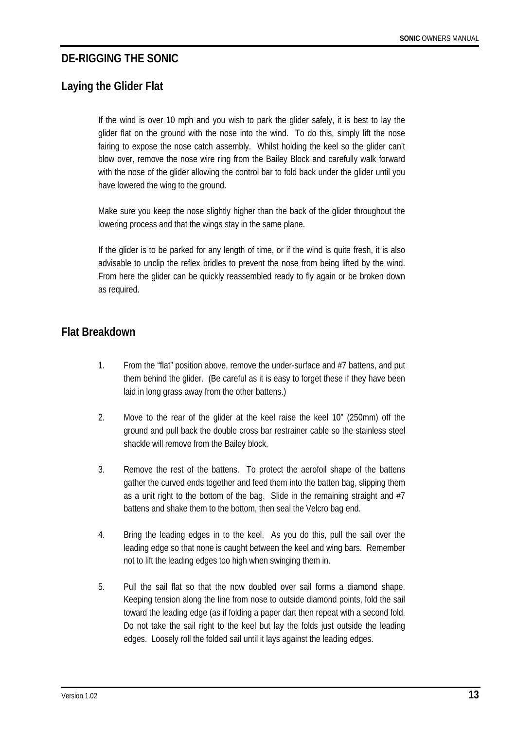# DE-RIGGING THE SONIC

## Laying the Glider Flat

If the wind is over 10 mph and you wish to park the glider safely, it is best to lay the glider flat on the ground with the nose into the wind. To do this, simply lift the nose fairing to expose the nose catch assembly. Whilst holding the keel so the glider can't blow over, remove the nose wire ring from the Bailey Block and carefully walk forward with the nose of the glider allowing the control bar to fold back under the glider until you have lowered the wing to the ground.

Make sure you keep the nose slightly higher than the back of the glider throughout the lowering process and that the wings stay in the same plane.

If the glider is to be parked for any length of time, or if the wind is quite fresh, it is also advisable to unclip the reflex bridles to prevent the nose from being lifted by the wind. From here the glider can be quickly reassembled ready to fly again or be broken down as required.

## Flat Breakdown

1. From the "flat" position above, remove the under-surface and #7 battens, and put them behind the glider. (Be careful as it is easy to forget these if they have been laid in long grass away from the other battens.)

2. Move to the rear of the glider at the keel raise the keel 10" (250mm) off the ground and pull back the double cross bar restrainer cable so the stainless steel shackle will remove from the Bailey block.

3. Remove the rest of the battens. To protect the aerofoil shape of the battens gather the curved ends together and feed them into the batten bag, slipping them as a unit right to the bottom of the bag. Slide in the remaining straight and #7 battens and shake them to the bottom, then seal the Velcro bag end.

4. Bring the leading edges in to the keel. As you do this, pull the sail over the leading edge so that none is caught between the keel and wing bars. Remember not to lift the leading edges too high when swinging them in.

5. Pull the sail flat so that the now doubled over sail forms a diamond shape. Keeping tension along the line from nose to outside diamond points, fold the sail toward the leading edge (as if folding a paper dart then repeat with a second fold. Do not take the sail right to the keel but lay the folds just outside the leading edges. Loosely roll the folded sail until it lays against the leading edges.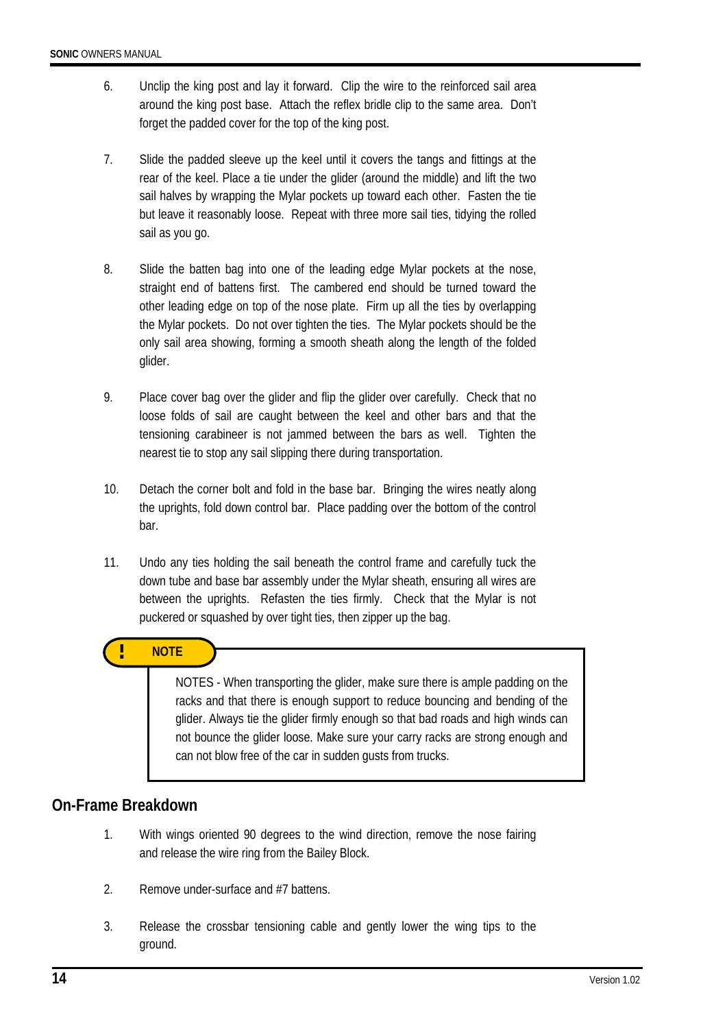6. Unclip the king post and lay it forward. Clip the wire to the reinforced sail area around the king post base. Attach the reflex bridle clip to the same area. Don't forget the padded cover for the top of the king post.

7. Slide the padded sleeve up the keel until it covers the tangs and fittings at the rear of the keel. Place a tie under the glider (around the middle) and lift the two sail halves by wrapping the Mylar pockets up toward each other. Fasten the tie but leave it reasonably loose. Repeat with three more sail ties, tidying the rolled sail as you go.

8. Slide the batten bag into one of the leading edge Mylar pockets at the nose, straight end of battens first. The cambered end should be turned toward the other leading edge on top of the nose plate. Firm up all the ties by overlapping the Mylar pockets. Do not over tighten the ties. The Mylar pockets should be the only sail area showing, forming a smooth sheath along the length of the folded glider.

9. Place cover bag over the glider and flip the glider over carefully. Check that no loose folds of sail are caught between the keel and other bars and that the tensioning carabineer is not jammed between the bars as well. Tighten the nearest tie to stop any sail slipping there during transportation.

10. Detach the corner bolt and fold in the base bar. Bringing the wires neatly along the uprights, fold down control bar. Place padding over the bottom of the control bar.

11. Undo any ties holding the sail beneath the control frame and carefully tuck the down tube and base bar assembly under the Mylar sheath, ensuring all wires are between the uprights. Refasten the ties firmly. Check that the Mylar is not puckered or squashed by over tight ties, then zipper up the bag.

> **! NOTE**
>
> NOTES - When transporting the glider, make sure there is ample padding on the racks and that there is enough support to reduce bouncing and bending of the glider. Always tie the glider firmly enough so that bad roads and high winds can not bounce the glider loose. Make sure your carry racks are strong enough and can not blow free of the car in sudden gusts from trucks.

## On-Frame Breakdown

1. With wings oriented 90 degrees to the wind direction, remove the nose fairing and release the wire ring from the Bailey Block.

2. Remove under-surface and #7 battens.

3. Release the crossbar tensioning cable and gently lower the wing tips to the ground.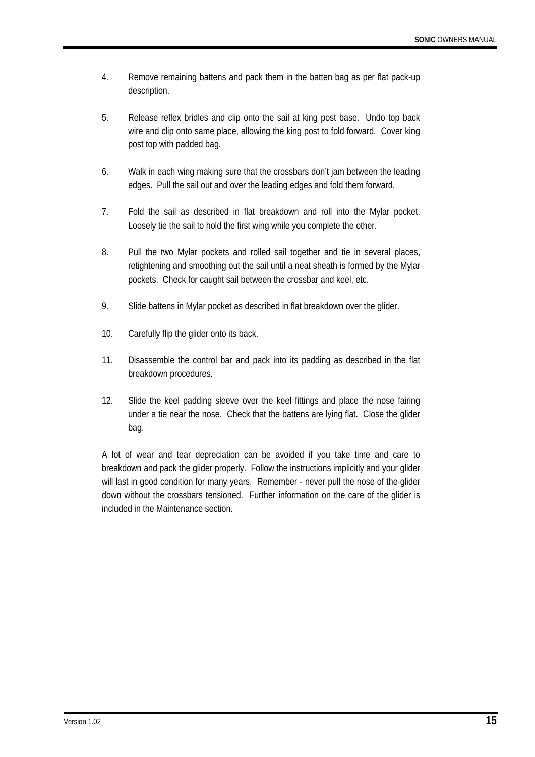4. Remove remaining battens and pack them in the batten bag as per flat pack-up description.

5. Release reflex bridles and clip onto the sail at king post base. Undo top back wire and clip onto same place, allowing the king post to fold forward. Cover king post top with padded bag.

6. Walk in each wing making sure that the crossbars don't jam between the leading edges. Pull the sail out and over the leading edges and fold them forward.

7. Fold the sail as described in flat breakdown and roll into the Mylar pocket. Loosely tie the sail to hold the first wing while you complete the other.

8. Pull the two Mylar pockets and rolled sail together and tie in several places, retightening and smoothing out the sail until a neat sheath is formed by the Mylar pockets. Check for caught sail between the crossbar and keel, etc.

9. Slide battens in Mylar pocket as described in flat breakdown over the glider.

10. Carefully flip the glider onto its back.

11. Disassemble the control bar and pack into its padding as described in the flat breakdown procedures.

12. Slide the keel padding sleeve over the keel fittings and place the nose fairing under a tie near the nose. Check that the battens are lying flat. Close the glider bag.

A lot of wear and tear depreciation can be avoided if you take time and care to breakdown and pack the glider properly. Follow the instructions implicitly and your glider will last in good condition for many years. Remember - never pull the nose of the glider down without the crossbars tensioned. Further information on the care of the glider is included in the Maintenance section.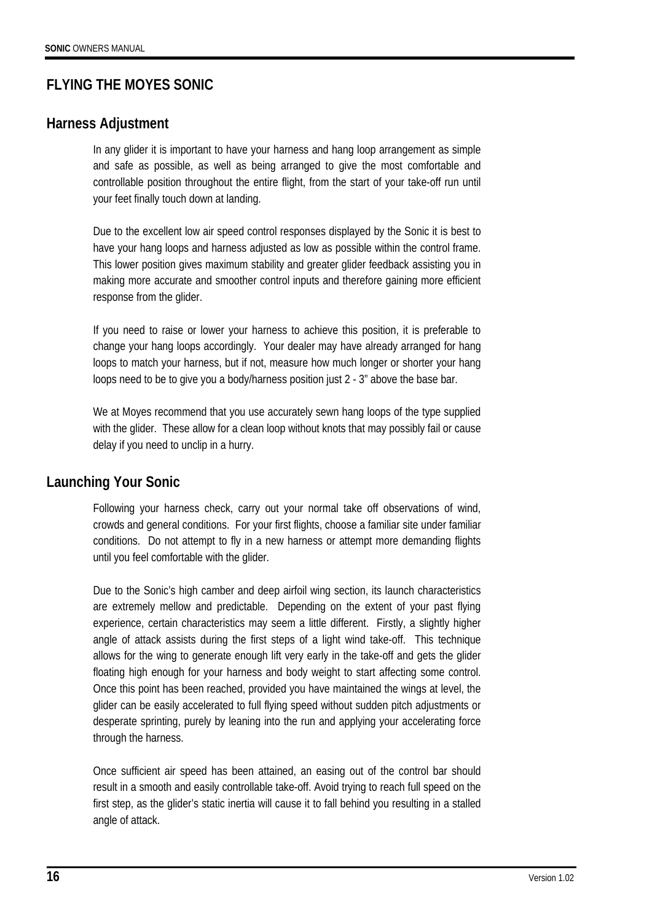# FLYING THE MOYES SONIC

## Harness Adjustment

In any glider it is important to have your harness and hang loop arrangement as simple and safe as possible, as well as being arranged to give the most comfortable and controllable position throughout the entire flight, from the start of your take-off run until your feet finally touch down at landing.

Due to the excellent low air speed control responses displayed by the Sonic it is best to have your hang loops and harness adjusted as low as possible within the control frame. This lower position gives maximum stability and greater glider feedback assisting you in making more accurate and smoother control inputs and therefore gaining more efficient response from the glider.

If you need to raise or lower your harness to achieve this position, it is preferable to change your hang loops accordingly. Your dealer may have already arranged for hang loops to match your harness, but if not, measure how much longer or shorter your hang loops need to be to give you a body/harness position just 2 - 3" above the base bar.

We at Moyes recommend that you use accurately sewn hang loops of the type supplied with the glider. These allow for a clean loop without knots that may possibly fail or cause delay if you need to unclip in a hurry.

## Launching Your Sonic

Following your harness check, carry out your normal take off observations of wind, crowds and general conditions. For your first flights, choose a familiar site under familiar conditions. Do not attempt to fly in a new harness or attempt more demanding flights until you feel comfortable with the glider.

Due to the Sonic's high camber and deep airfoil wing section, its launch characteristics are extremely mellow and predictable. Depending on the extent of your past flying experience, certain characteristics may seem a little different. Firstly, a slightly higher angle of attack assists during the first steps of a light wind take-off. This technique allows for the wing to generate enough lift very early in the take-off and gets the glider floating high enough for your harness and body weight to start affecting some control. Once this point has been reached, provided you have maintained the wings at level, the glider can be easily accelerated to full flying speed without sudden pitch adjustments or desperate sprinting, purely by leaning into the run and applying your accelerating force through the harness.

Once sufficient air speed has been attained, an easing out of the control bar should result in a smooth and easily controllable take-off. Avoid trying to reach full speed on the first step, as the glider's static inertia will cause it to fall behind you resulting in a stalled angle of attack.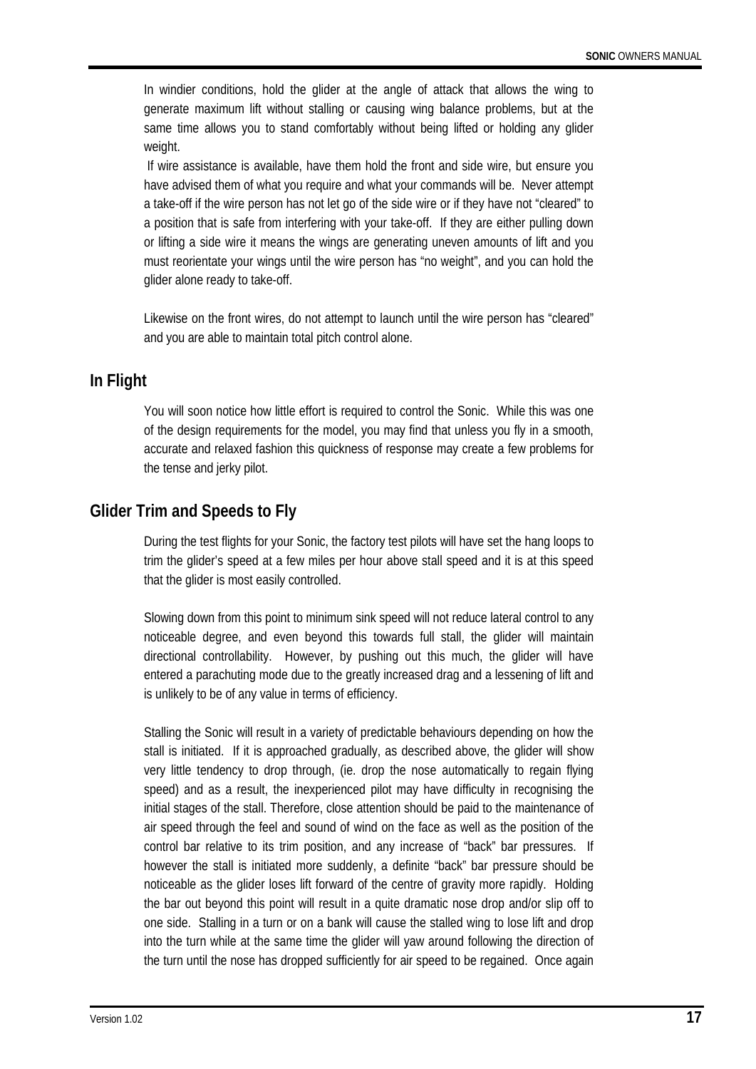In windier conditions, hold the glider at the angle of attack that allows the wing to generate maximum lift without stalling or causing wing balance problems, but at the same time allows you to stand comfortably without being lifted or holding any glider weight.

If wire assistance is available, have them hold the front and side wire, but ensure you have advised them of what you require and what your commands will be. Never attempt a take-off if the wire person has not let go of the side wire or if they have not "cleared" to a position that is safe from interfering with your take-off. If they are either pulling down or lifting a side wire it means the wings are generating uneven amounts of lift and you must reorientate your wings until the wire person has "no weight", and you can hold the glider alone ready to take-off.

Likewise on the front wires, do not attempt to launch until the wire person has "cleared" and you are able to maintain total pitch control alone.

## In Flight

You will soon notice how little effort is required to control the Sonic. While this was one of the design requirements for the model, you may find that unless you fly in a smooth, accurate and relaxed fashion this quickness of response may create a few problems for the tense and jerky pilot.

## Glider Trim and Speeds to Fly

During the test flights for your Sonic, the factory test pilots will have set the hang loops to trim the glider's speed at a few miles per hour above stall speed and it is at this speed that the glider is most easily controlled.

Slowing down from this point to minimum sink speed will not reduce lateral control to any noticeable degree, and even beyond this towards full stall, the glider will maintain directional controllability. However, by pushing out this much, the glider will have entered a parachuting mode due to the greatly increased drag and a lessening of lift and is unlikely to be of any value in terms of efficiency.

Stalling the Sonic will result in a variety of predictable behaviours depending on how the stall is initiated. If it is approached gradually, as described above, the glider will show very little tendency to drop through, (ie. drop the nose automatically to regain flying speed) and as a result, the inexperienced pilot may have difficulty in recognising the initial stages of the stall. Therefore, close attention should be paid to the maintenance of air speed through the feel and sound of wind on the face as well as the position of the control bar relative to its trim position, and any increase of "back" bar pressures. If however the stall is initiated more suddenly, a definite "back" bar pressure should be noticeable as the glider loses lift forward of the centre of gravity more rapidly. Holding the bar out beyond this point will result in a quite dramatic nose drop and/or slip off to one side. Stalling in a turn or on a bank will cause the stalled wing to lose lift and drop into the turn while at the same time the glider will yaw around following the direction of the turn until the nose has dropped sufficiently for air speed to be regained. Once again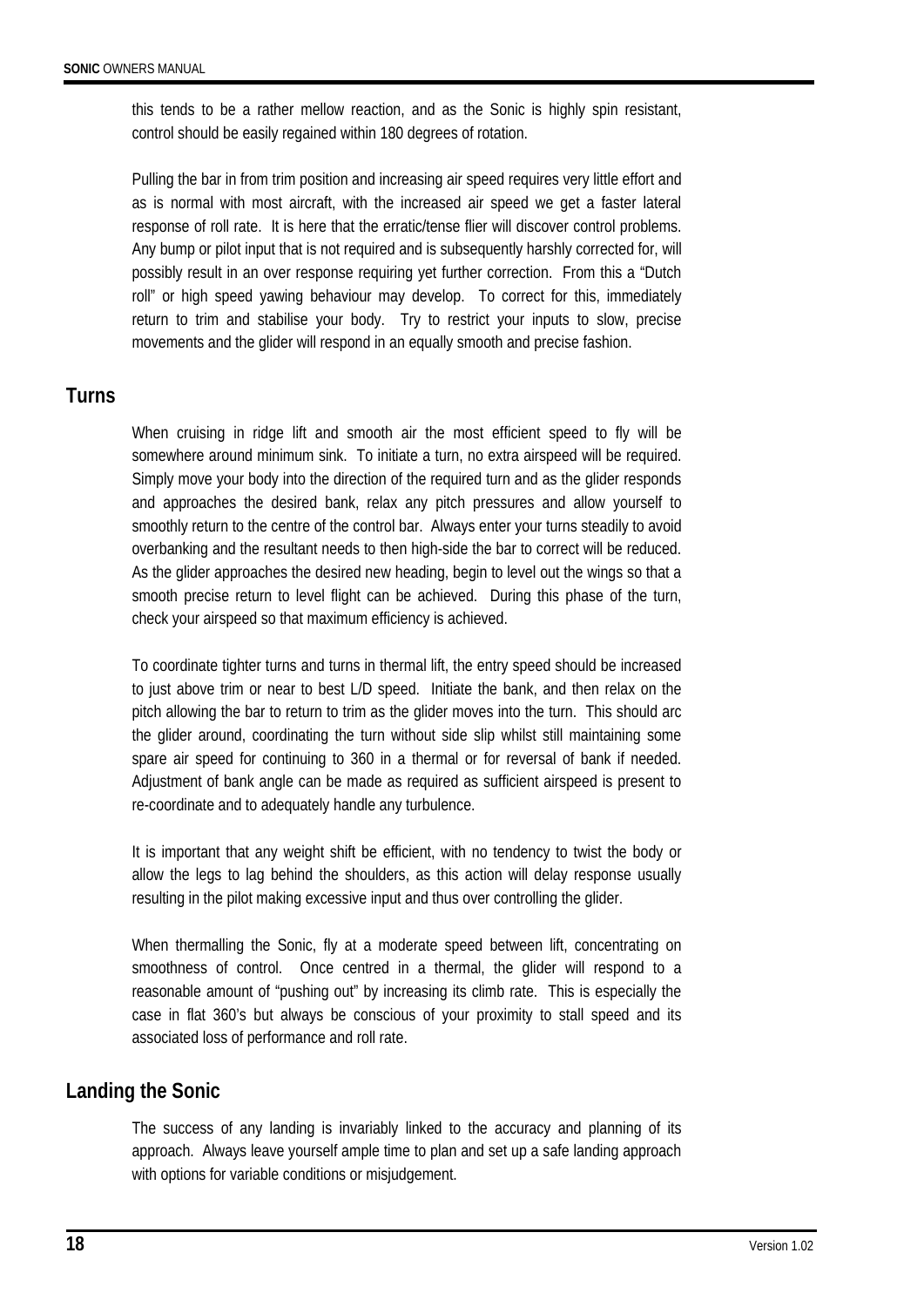this tends to be a rather mellow reaction, and as the Sonic is highly spin resistant, control should be easily regained within 180 degrees of rotation.

Pulling the bar in from trim position and increasing air speed requires very little effort and as is normal with most aircraft, with the increased air speed we get a faster lateral response of roll rate. It is here that the erratic/tense flier will discover control problems. Any bump or pilot input that is not required and is subsequently harshly corrected for, will possibly result in an over response requiring yet further correction. From this a "Dutch roll" or high speed yawing behaviour may develop. To correct for this, immediately return to trim and stabilise your body. Try to restrict your inputs to slow, precise movements and the glider will respond in an equally smooth and precise fashion.

## Turns

When cruising in ridge lift and smooth air the most efficient speed to fly will be somewhere around minimum sink. To initiate a turn, no extra airspeed will be required. Simply move your body into the direction of the required turn and as the glider responds and approaches the desired bank, relax any pitch pressures and allow yourself to smoothly return to the centre of the control bar. Always enter your turns steadily to avoid overbanking and the resultant needs to then high-side the bar to correct will be reduced. As the glider approaches the desired new heading, begin to level out the wings so that a smooth precise return to level flight can be achieved. During this phase of the turn, check your airspeed so that maximum efficiency is achieved.

To coordinate tighter turns and turns in thermal lift, the entry speed should be increased to just above trim or near to best L/D speed. Initiate the bank, and then relax on the pitch allowing the bar to return to trim as the glider moves into the turn. This should arc the glider around, coordinating the turn without side slip whilst still maintaining some spare air speed for continuing to 360 in a thermal or for reversal of bank if needed. Adjustment of bank angle can be made as required as sufficient airspeed is present to re-coordinate and to adequately handle any turbulence.

It is important that any weight shift be efficient, with no tendency to twist the body or allow the legs to lag behind the shoulders, as this action will delay response usually resulting in the pilot making excessive input and thus over controlling the glider.

When thermalling the Sonic, fly at a moderate speed between lift, concentrating on smoothness of control. Once centred in a thermal, the glider will respond to a reasonable amount of "pushing out" by increasing its climb rate. This is especially the case in flat 360's but always be conscious of your proximity to stall speed and its associated loss of performance and roll rate.

## Landing the Sonic

The success of any landing is invariably linked to the accuracy and planning of its approach. Always leave yourself ample time to plan and set up a safe landing approach with options for variable conditions or misjudgement.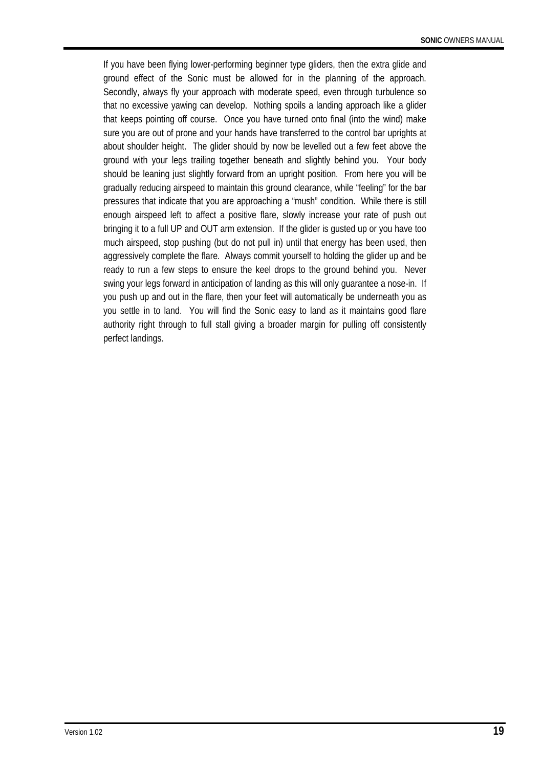If you have been flying lower-performing beginner type gliders, then the extra glide and ground effect of the Sonic must be allowed for in the planning of the approach. Secondly, always fly your approach with moderate speed, even through turbulence so that no excessive yawing can develop. Nothing spoils a landing approach like a glider that keeps pointing off course. Once you have turned onto final (into the wind) make sure you are out of prone and your hands have transferred to the control bar uprights at about shoulder height. The glider should by now be levelled out a few feet above the ground with your legs trailing together beneath and slightly behind you. Your body should be leaning just slightly forward from an upright position. From here you will be gradually reducing airspeed to maintain this ground clearance, while "feeling" for the bar pressures that indicate that you are approaching a "mush" condition. While there is still enough airspeed left to affect a positive flare, slowly increase your rate of push out bringing it to a full UP and OUT arm extension. If the glider is gusted up or you have too much airspeed, stop pushing (but do not pull in) until that energy has been used, then aggressively complete the flare. Always commit yourself to holding the glider up and be ready to run a few steps to ensure the keel drops to the ground behind you. Never swing your legs forward in anticipation of landing as this will only guarantee a nose-in. If you push up and out in the flare, then your feet will automatically be underneath you as you settle in to land. You will find the Sonic easy to land as it maintains good flare authority right through to full stall giving a broader margin for pulling off consistently perfect landings.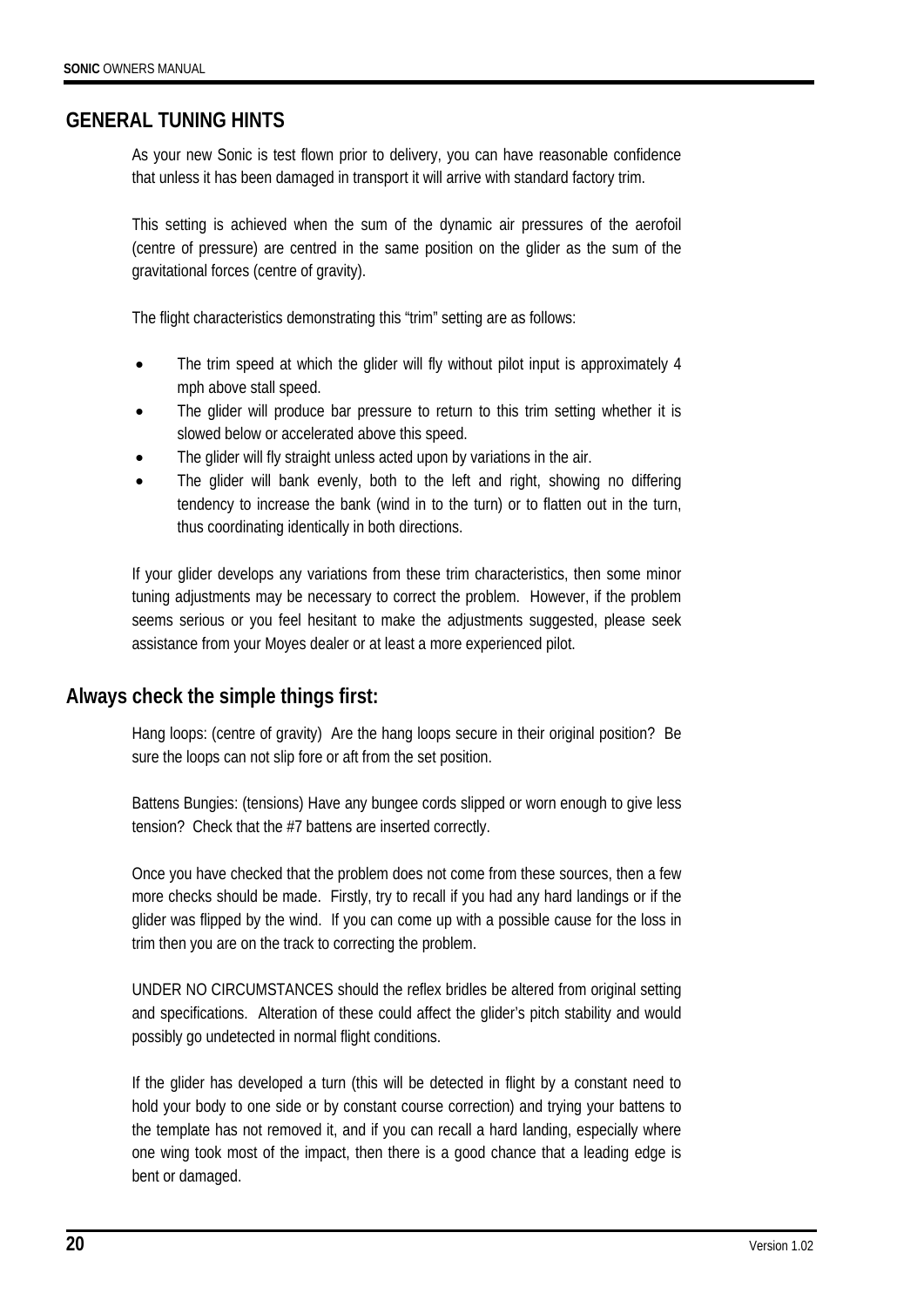## GENERAL TUNING HINTS

As your new Sonic is test flown prior to delivery, you can have reasonable confidence that unless it has been damaged in transport it will arrive with standard factory trim.

This setting is achieved when the sum of the dynamic air pressures of the aerofoil (centre of pressure) are centred in the same position on the glider as the sum of the gravitational forces (centre of gravity).

The flight characteristics demonstrating this "trim" setting are as follows:

- The trim speed at which the glider will fly without pilot input is approximately 4 mph above stall speed.
- The glider will produce bar pressure to return to this trim setting whether it is slowed below or accelerated above this speed.
- The glider will fly straight unless acted upon by variations in the air.
- The glider will bank evenly, both to the left and right, showing no differing tendency to increase the bank (wind in to the turn) or to flatten out in the turn, thus coordinating identically in both directions.

If your glider develops any variations from these trim characteristics, then some minor tuning adjustments may be necessary to correct the problem. However, if the problem seems serious or you feel hesitant to make the adjustments suggested, please seek assistance from your Moyes dealer or at least a more experienced pilot.

## Always check the simple things first:

Hang loops: (centre of gravity) Are the hang loops secure in their original position? Be sure the loops can not slip fore or aft from the set position.

Battens Bungies: (tensions) Have any bungee cords slipped or worn enough to give less tension? Check that the #7 battens are inserted correctly.

Once you have checked that the problem does not come from these sources, then a few more checks should be made. Firstly, try to recall if you had any hard landings or if the glider was flipped by the wind. If you can come up with a possible cause for the loss in trim then you are on the track to correcting the problem.

UNDER NO CIRCUMSTANCES should the reflex bridles be altered from original setting and specifications. Alteration of these could affect the glider's pitch stability and would possibly go undetected in normal flight conditions.

If the glider has developed a turn (this will be detected in flight by a constant need to hold your body to one side or by constant course correction) and trying your battens to the template has not removed it, and if you can recall a hard landing, especially where one wing took most of the impact, then there is a good chance that a leading edge is bent or damaged.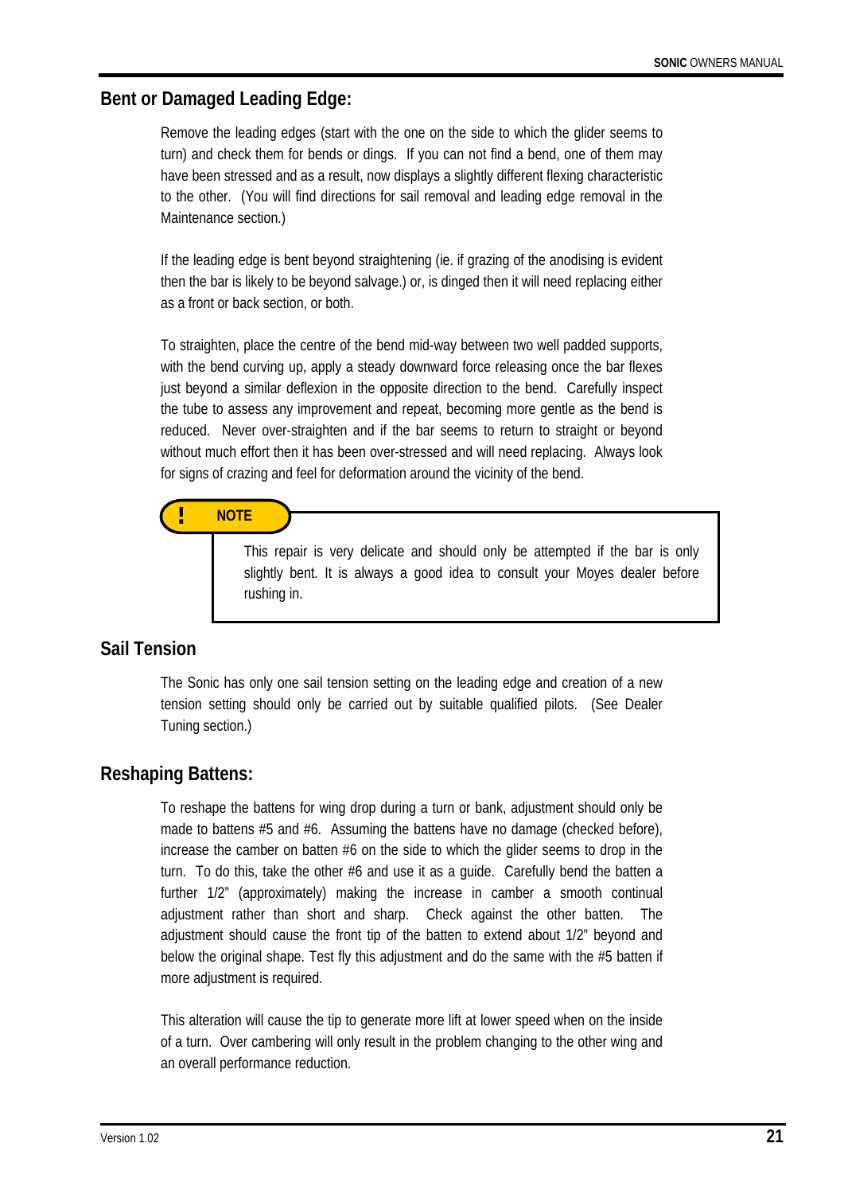## Bent or Damaged Leading Edge:

Remove the leading edges (start with the one on the side to which the glider seems to turn) and check them for bends or dings. If you can not find a bend, one of them may have been stressed and as a result, now displays a slightly different flexing characteristic to the other. (You will find directions for sail removal and leading edge removal in the Maintenance section.)

If the leading edge is bent beyond straightening (ie. if grazing of the anodising is evident then the bar is likely to be beyond salvage.) or, is dinged then it will need replacing either as a front or back section, or both.

To straighten, place the centre of the bend mid-way between two well padded supports, with the bend curving up, apply a steady downward force releasing once the bar flexes just beyond a similar deflexion in the opposite direction to the bend. Carefully inspect the tube to assess any improvement and repeat, becoming more gentle as the bend is reduced. Never over-straighten and if the bar seems to return to straight or beyond without much effort then it has been over-stressed and will need replacing. Always look for signs of crazing and feel for deformation around the vicinity of the bend.

> **! NOTE**
>
> This repair is very delicate and should only be attempted if the bar is only slightly bent. It is always a good idea to consult your Moyes dealer before rushing in.

## Sail Tension

The Sonic has only one sail tension setting on the leading edge and creation of a new tension setting should only be carried out by suitable qualified pilots. (See Dealer Tuning section.)

## Reshaping Battens:

To reshape the battens for wing drop during a turn or bank, adjustment should only be made to battens #5 and #6. Assuming the battens have no damage (checked before), increase the camber on batten #6 on the side to which the glider seems to drop in the turn. To do this, take the other #6 and use it as a guide. Carefully bend the batten a further 1/2" (approximately) making the increase in camber a smooth continual adjustment rather than short and sharp. Check against the other batten. The adjustment should cause the front tip of the batten to extend about 1/2" beyond and below the original shape. Test fly this adjustment and do the same with the #5 batten if more adjustment is required.

This alteration will cause the tip to generate more lift at lower speed when on the inside of a turn. Over cambering will only result in the problem changing to the other wing and an overall performance reduction.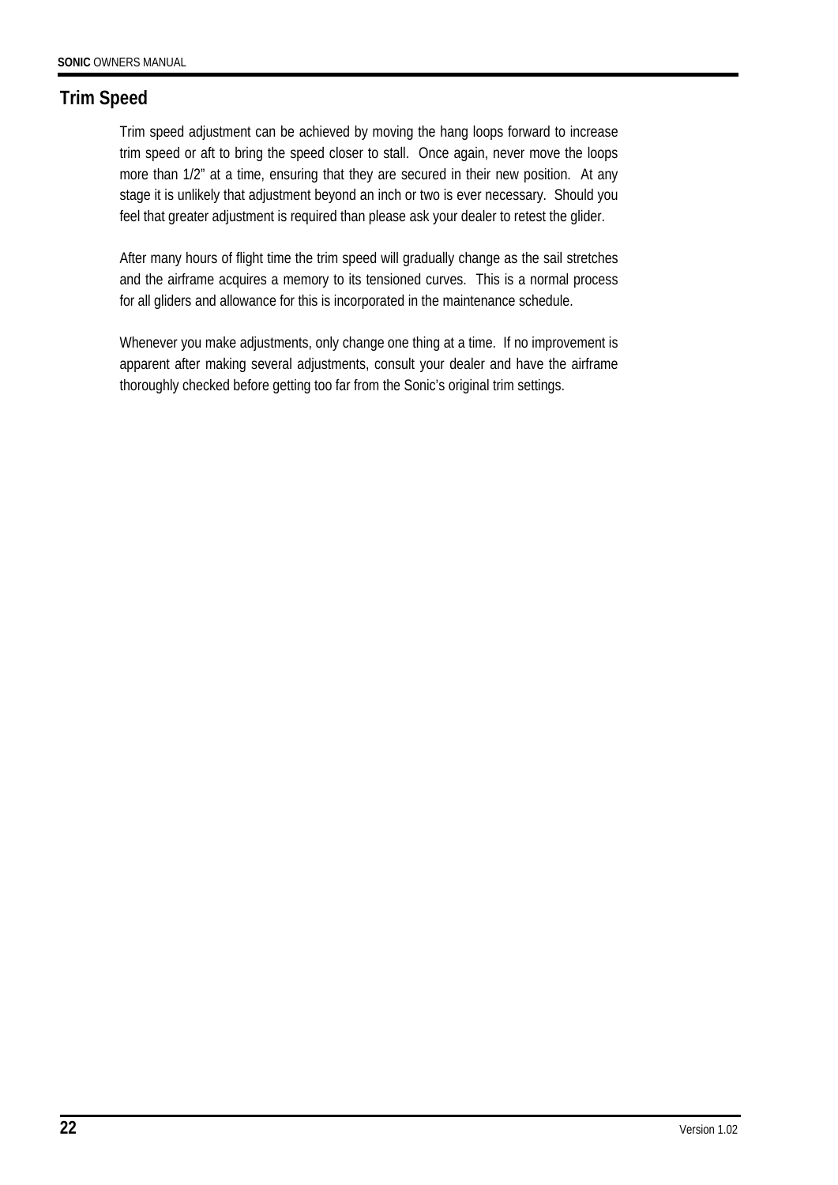## Trim Speed

Trim speed adjustment can be achieved by moving the hang loops forward to increase trim speed or aft to bring the speed closer to stall. Once again, never move the loops more than 1/2" at a time, ensuring that they are secured in their new position. At any stage it is unlikely that adjustment beyond an inch or two is ever necessary. Should you feel that greater adjustment is required than please ask your dealer to retest the glider.

After many hours of flight time the trim speed will gradually change as the sail stretches and the airframe acquires a memory to its tensioned curves. This is a normal process for all gliders and allowance for this is incorporated in the maintenance schedule.

Whenever you make adjustments, only change one thing at a time. If no improvement is apparent after making several adjustments, consult your dealer and have the airframe thoroughly checked before getting too far from the Sonic's original trim settings.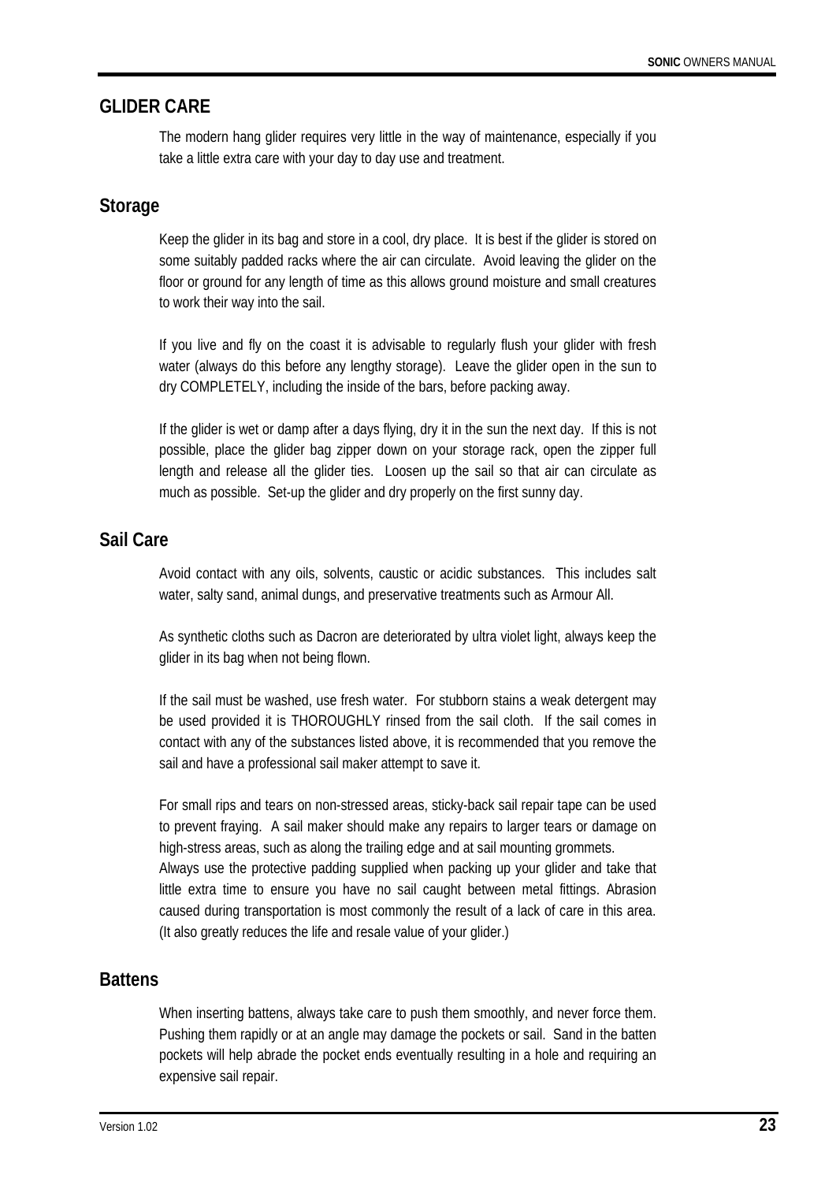## GLIDER CARE

The modern hang glider requires very little in the way of maintenance, especially if you take a little extra care with your day to day use and treatment.

### Storage

Keep the glider in its bag and store in a cool, dry place. It is best if the glider is stored on some suitably padded racks where the air can circulate. Avoid leaving the glider on the floor or ground for any length of time as this allows ground moisture and small creatures to work their way into the sail.

If you live and fly on the coast it is advisable to regularly flush your glider with fresh water (always do this before any lengthy storage). Leave the glider open in the sun to dry COMPLETELY, including the inside of the bars, before packing away.

If the glider is wet or damp after a days flying, dry it in the sun the next day. If this is not possible, place the glider bag zipper down on your storage rack, open the zipper full length and release all the glider ties. Loosen up the sail so that air can circulate as much as possible. Set-up the glider and dry properly on the first sunny day.

### Sail Care

Avoid contact with any oils, solvents, caustic or acidic substances. This includes salt water, salty sand, animal dungs, and preservative treatments such as Armour All.

As synthetic cloths such as Dacron are deteriorated by ultra violet light, always keep the glider in its bag when not being flown.

If the sail must be washed, use fresh water. For stubborn stains a weak detergent may be used provided it is THOROUGHLY rinsed from the sail cloth. If the sail comes in contact with any of the substances listed above, it is recommended that you remove the sail and have a professional sail maker attempt to save it.

For small rips and tears on non-stressed areas, sticky-back sail repair tape can be used to prevent fraying. A sail maker should make any repairs to larger tears or damage on high-stress areas, such as along the trailing edge and at sail mounting grommets.
Always use the protective padding supplied when packing up your glider and take that little extra time to ensure you have no sail caught between metal fittings. Abrasion caused during transportation is most commonly the result of a lack of care in this area. (It also greatly reduces the life and resale value of your glider.)

### Battens

When inserting battens, always take care to push them smoothly, and never force them. Pushing them rapidly or at an angle may damage the pockets or sail. Sand in the batten pockets will help abrade the pocket ends eventually resulting in a hole and requiring an expensive sail repair.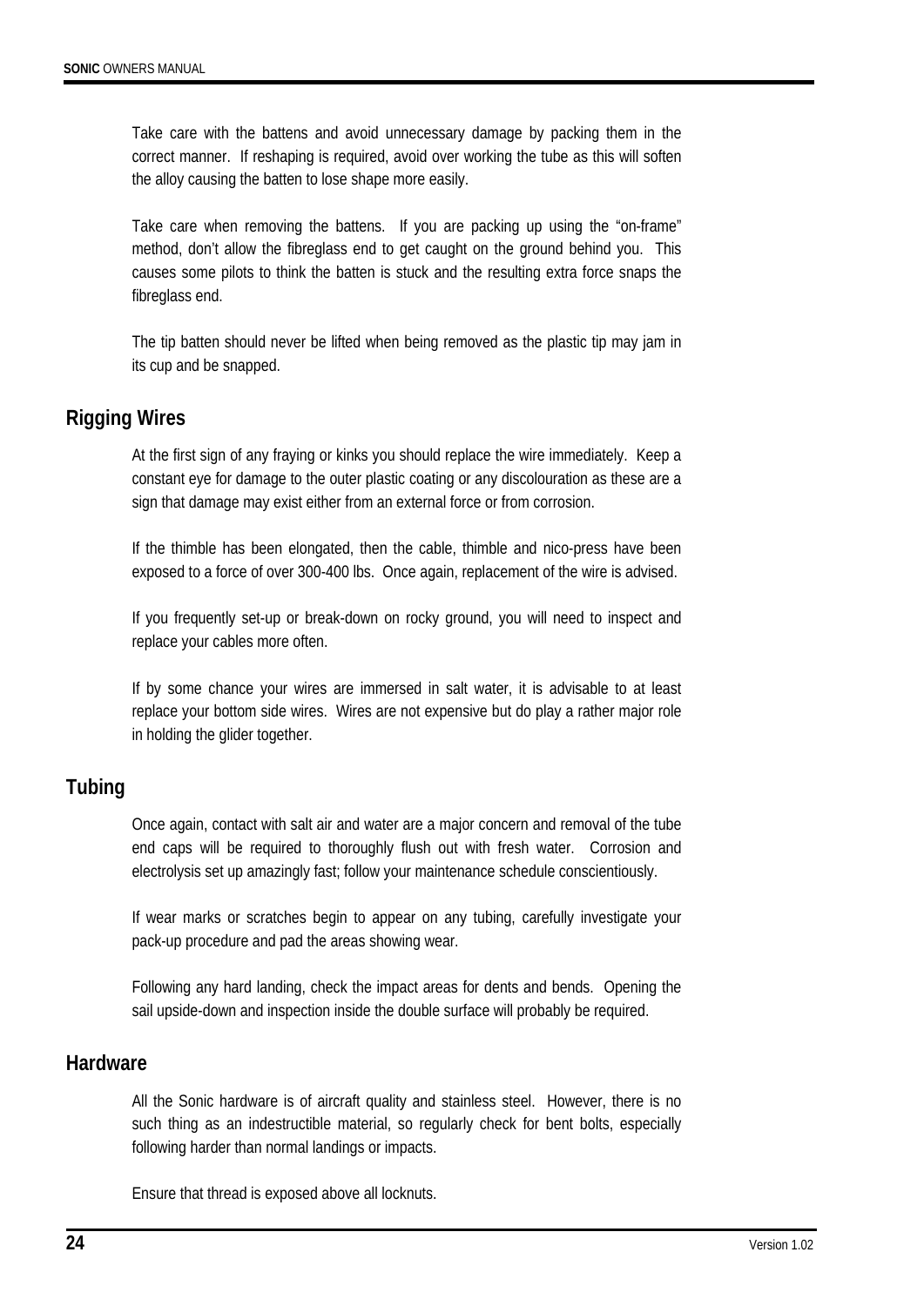Take care with the battens and avoid unnecessary damage by packing them in the correct manner. If reshaping is required, avoid over working the tube as this will soften the alloy causing the batten to lose shape more easily.

Take care when removing the battens. If you are packing up using the "on-frame" method, don't allow the fibreglass end to get caught on the ground behind you. This causes some pilots to think the batten is stuck and the resulting extra force snaps the fibreglass end.

The tip batten should never be lifted when being removed as the plastic tip may jam in its cup and be snapped.

## Rigging Wires

At the first sign of any fraying or kinks you should replace the wire immediately. Keep a constant eye for damage to the outer plastic coating or any discolouration as these are a sign that damage may exist either from an external force or from corrosion.

If the thimble has been elongated, then the cable, thimble and nico-press have been exposed to a force of over 300-400 lbs. Once again, replacement of the wire is advised.

If you frequently set-up or break-down on rocky ground, you will need to inspect and replace your cables more often.

If by some chance your wires are immersed in salt water, it is advisable to at least replace your bottom side wires. Wires are not expensive but do play a rather major role in holding the glider together.

## Tubing

Once again, contact with salt air and water are a major concern and removal of the tube end caps will be required to thoroughly flush out with fresh water. Corrosion and electrolysis set up amazingly fast; follow your maintenance schedule conscientiously.

If wear marks or scratches begin to appear on any tubing, carefully investigate your pack-up procedure and pad the areas showing wear.

Following any hard landing, check the impact areas for dents and bends. Opening the sail upside-down and inspection inside the double surface will probably be required.

## Hardware

All the Sonic hardware is of aircraft quality and stainless steel. However, there is no such thing as an indestructible material, so regularly check for bent bolts, especially following harder than normal landings or impacts.

Ensure that thread is exposed above all locknuts.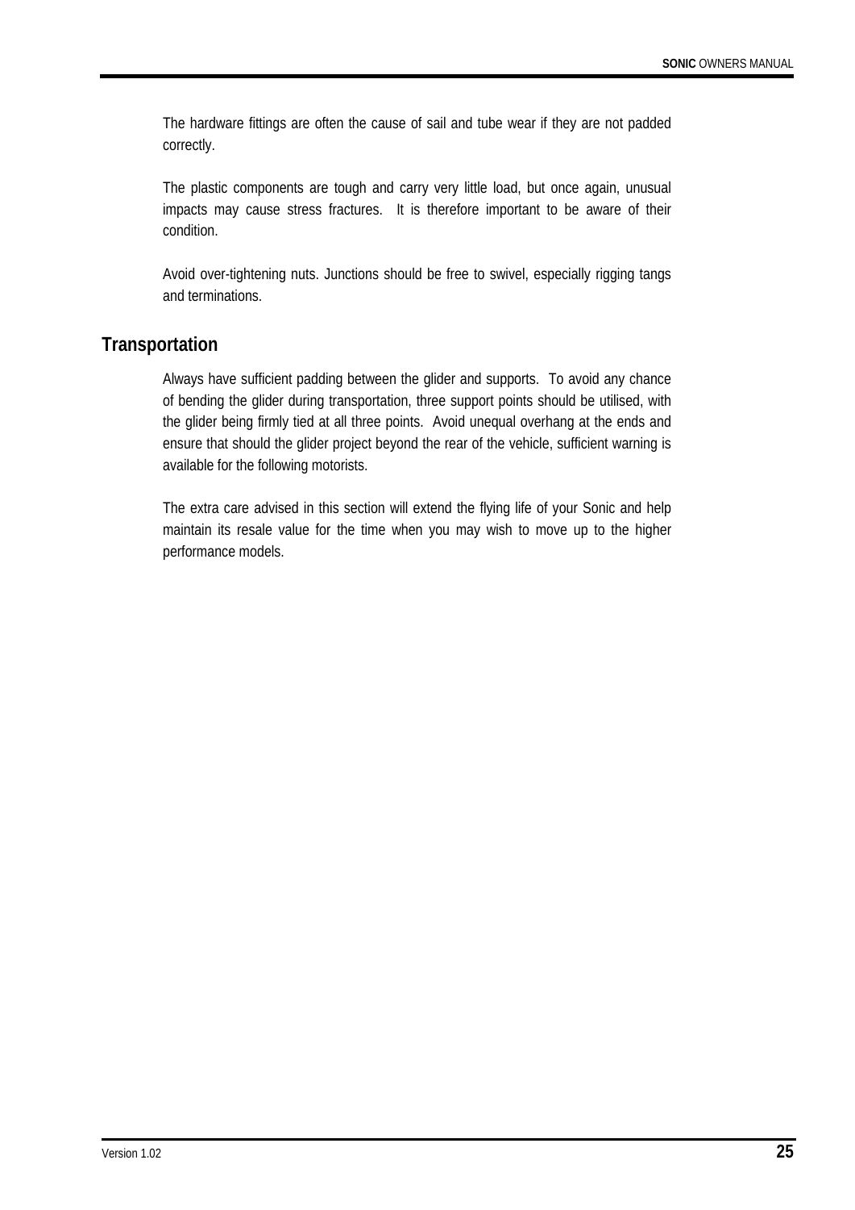The hardware fittings are often the cause of sail and tube wear if they are not padded correctly.

The plastic components are tough and carry very little load, but once again, unusual impacts may cause stress fractures. It is therefore important to be aware of their condition.

Avoid over-tightening nuts. Junctions should be free to swivel, especially rigging tangs and terminations.

## Transportation

Always have sufficient padding between the glider and supports. To avoid any chance of bending the glider during transportation, three support points should be utilised, with the glider being firmly tied at all three points. Avoid unequal overhang at the ends and ensure that should the glider project beyond the rear of the vehicle, sufficient warning is available for the following motorists.

The extra care advised in this section will extend the flying life of your Sonic and help maintain its resale value for the time when you may wish to move up to the higher performance models.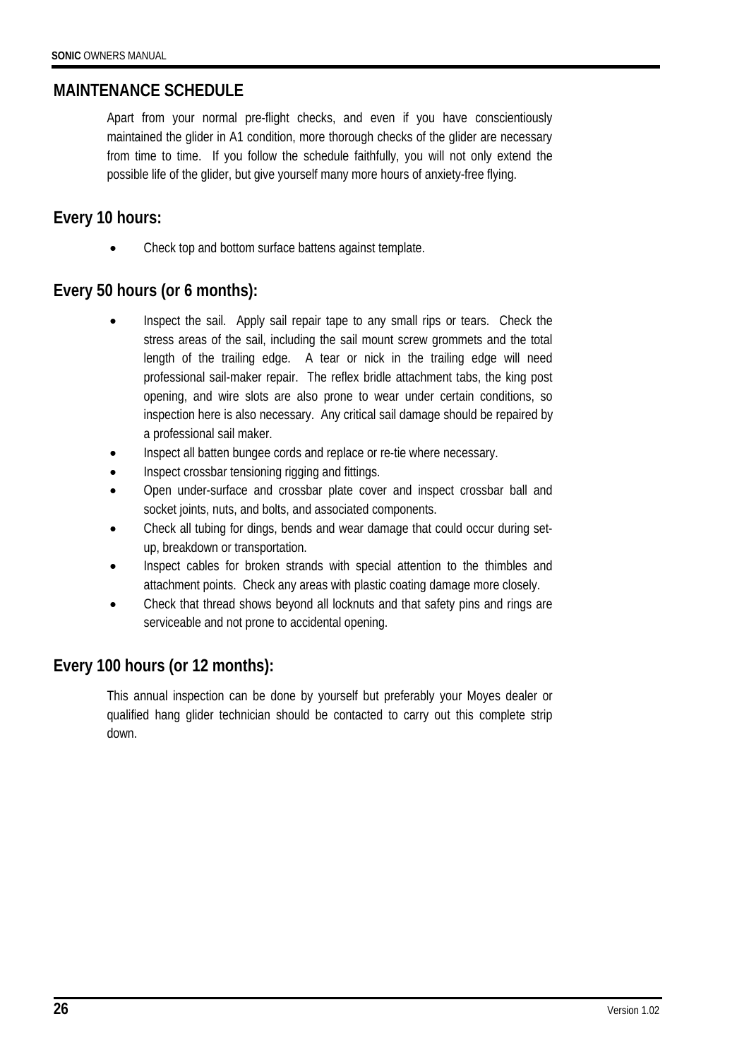## MAINTENANCE SCHEDULE

Apart from your normal pre-flight checks, and even if you have conscientiously maintained the glider in A1 condition, more thorough checks of the glider are necessary from time to time. If you follow the schedule faithfully, you will not only extend the possible life of the glider, but give yourself many more hours of anxiety-free flying.

### Every 10 hours:

- Check top and bottom surface battens against template.

### Every 50 hours (or 6 months):

- Inspect the sail. Apply sail repair tape to any small rips or tears. Check the stress areas of the sail, including the sail mount screw grommets and the total length of the trailing edge. A tear or nick in the trailing edge will need professional sail-maker repair. The reflex bridle attachment tabs, the king post opening, and wire slots are also prone to wear under certain conditions, so inspection here is also necessary. Any critical sail damage should be repaired by a professional sail maker.
- Inspect all batten bungee cords and replace or re-tie where necessary.
- Inspect crossbar tensioning rigging and fittings.
- Open under-surface and crossbar plate cover and inspect crossbar ball and socket joints, nuts, and bolts, and associated components.
- Check all tubing for dings, bends and wear damage that could occur during set-up, breakdown or transportation.
- Inspect cables for broken strands with special attention to the thimbles and attachment points. Check any areas with plastic coating damage more closely.
- Check that thread shows beyond all locknuts and that safety pins and rings are serviceable and not prone to accidental opening.

### Every 100 hours (or 12 months):

This annual inspection can be done by yourself but preferably your Moyes dealer or qualified hang glider technician should be contacted to carry out this complete strip down.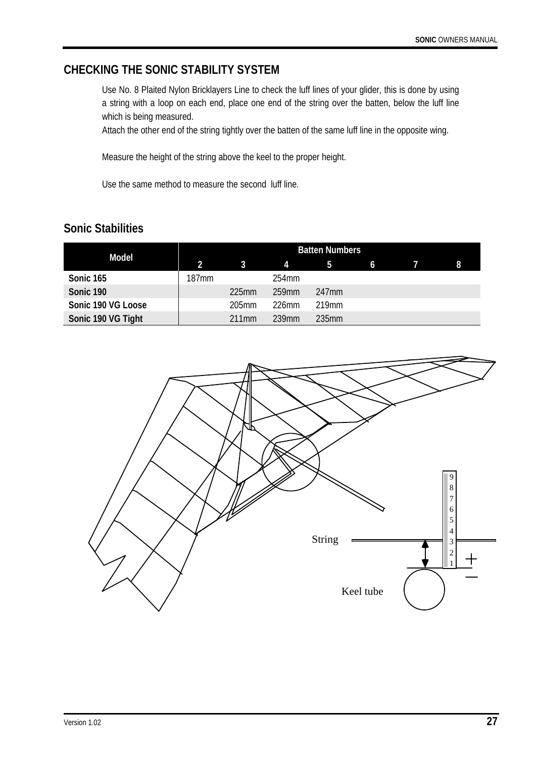## CHECKING THE SONIC STABILITY SYSTEM

Use No. 8 Plaited Nylon Bricklayers Line to check the luff lines of your glider, this is done by using a string with a loop on each end, place one end of the string over the batten, below the luff line which is being measured.
Attach the other end of the string tightly over the batten of the same luff line in the opposite wing.

Measure the height of the string above the keel to the proper height.

Use the same method to measure the second luff line.

## Sonic Stabilities

| Model | Batten Numbers | | | | | | |
|---|---|---|---|---|---|---|---|
| | 2 | 3 | 4 | 5 | 6 | 7 | 8 |
| Sonic 165 | 187mm | | 254mm | | | | |
| Sonic 190 | | 225mm | 259mm | 247mm | | | |
| Sonic 190 VG Loose | | 205mm | 226mm | 219mm | | | |
| Sonic 190 VG Tight | | 211mm | 239mm | 235mm | | | |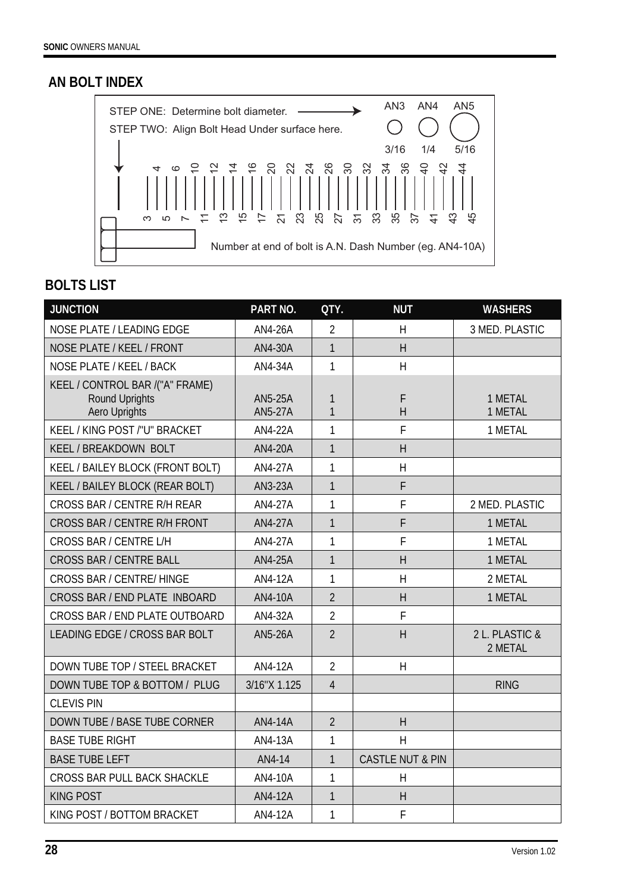## AN BOLT INDEX

STEP ONE: Determine bolt diameter.

STEP TWO: Align Bolt Head Under surface here.

AN3 AN4 AN5

3/16 1/4 5/16

4 6 10 12 14 16 20 22 24 26 30 32 34 36 40 42 44

3 5 7 11 13 15 17 21 23 25 27 31 33 35 37 41 43 45

Number at end of bolt is A.N. Dash Number (eg. AN4-10A)

## BOLTS LIST

| JUNCTION | PART NO. | QTY. | NUT | WASHERS |
|---|---|---|---|---|
| NOSE PLATE / LEADING EDGE | AN4-26A | 2 | H | 3 MED. PLASTIC |
| NOSE PLATE / KEEL / FRONT | AN4-30A | 1 | H | |
| NOSE PLATE / KEEL / BACK | AN4-34A | 1 | H | |
| KEEL / CONTROL BAR /("A" FRAME) | | | | |
| Round Uprights | AN5-25A | 1 | F | 1 METAL |
| Aero Uprights | AN5-27A | 1 | H | 1 METAL |
| KEEL / KING POST /"U" BRACKET | AN4-22A | 1 | F | 1 METAL |
| KEEL / BREAKDOWN BOLT | AN4-20A | 1 | H | |
| KEEL / BAILEY BLOCK (FRONT BOLT) | AN4-27A | 1 | H | |
| KEEL / BAILEY BLOCK (REAR BOLT) | AN3-23A | 1 | F | |
| CROSS BAR / CENTRE R/H REAR | AN4-27A | 1 | F | 2 MED. PLASTIC |
| CROSS BAR / CENTRE R/H FRONT | AN4-27A | 1 | F | 1 METAL |
| CROSS BAR / CENTRE L/H | AN4-27A | 1 | F | 1 METAL |
| CROSS BAR / CENTRE BALL | AN4-25A | 1 | H | 1 METAL |
| CROSS BAR / CENTRE/ HINGE | AN4-12A | 1 | H | 2 METAL |
| CROSS BAR / END PLATE INBOARD | AN4-10A | 2 | H | 1 METAL |
| CROSS BAR / END PLATE OUTBOARD | AN4-32A | 2 | F | |
| LEADING EDGE / CROSS BAR BOLT | AN5-26A | 2 | H | 2 L. PLASTIC & 2 METAL |
| DOWN TUBE TOP / STEEL BRACKET | AN4-12A | 2 | H | |
| DOWN TUBE TOP & BOTTOM / PLUG | 3/16"X 1.125 | 4 | | RING |
| CLEVIS PIN | | | | |
| DOWN TUBE / BASE TUBE CORNER | AN4-14A | 2 | H | |
| BASE TUBE RIGHT | AN4-13A | 1 | H | |
| BASE TUBE LEFT | AN4-14 | 1 | CASTLE NUT & PIN | |
| CROSS BAR PULL BACK SHACKLE | AN4-10A | 1 | H | |
| KING POST | AN4-12A | 1 | H | |
| KING POST / BOTTOM BRACKET | AN4-12A | 1 | F | |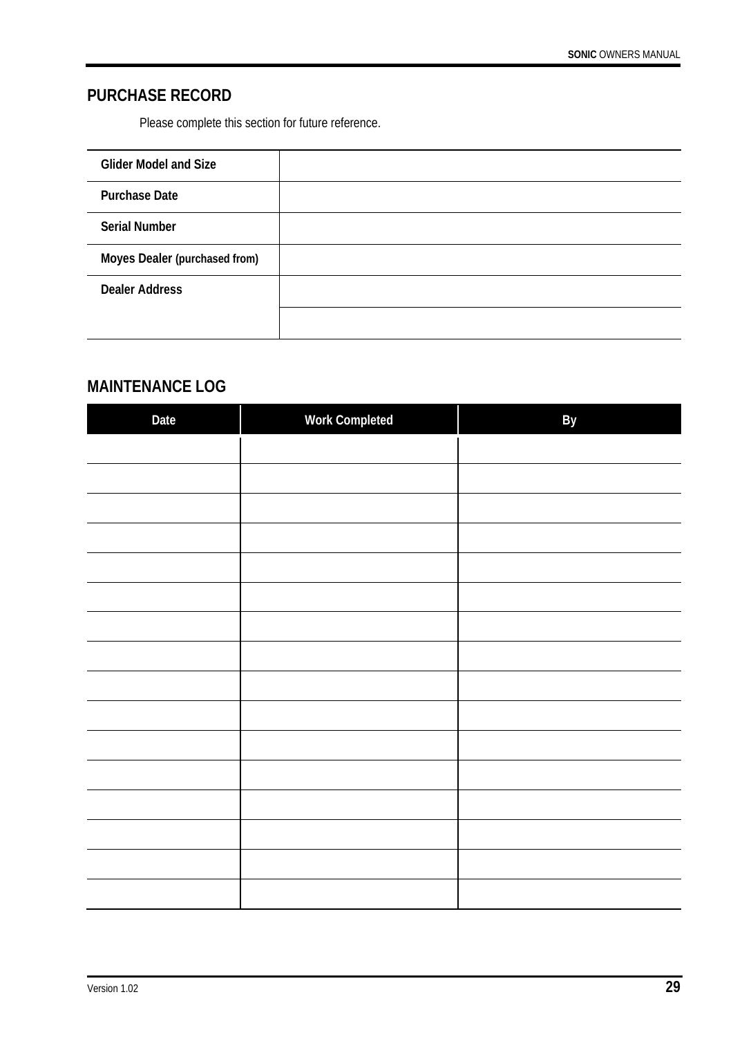## PURCHASE RECORD

Please complete this section for future reference.

| | |
|---|---|
| **Glider Model and Size** | |
| **Purchase Date** | |
| **Serial Number** | |
| **Moyes Dealer (purchased from)** | |
| **Dealer Address** | |
| | |

## MAINTENANCE LOG

| Date | Work Completed | By |
|---|---|---|
| | | |
| | | |
| | | |
| | | |
| | | |
| | | |
| | | |
| | | |
| | | |
| | | |
| | | |
| | | |
| | | |
| | | |
| | | |
| | | |